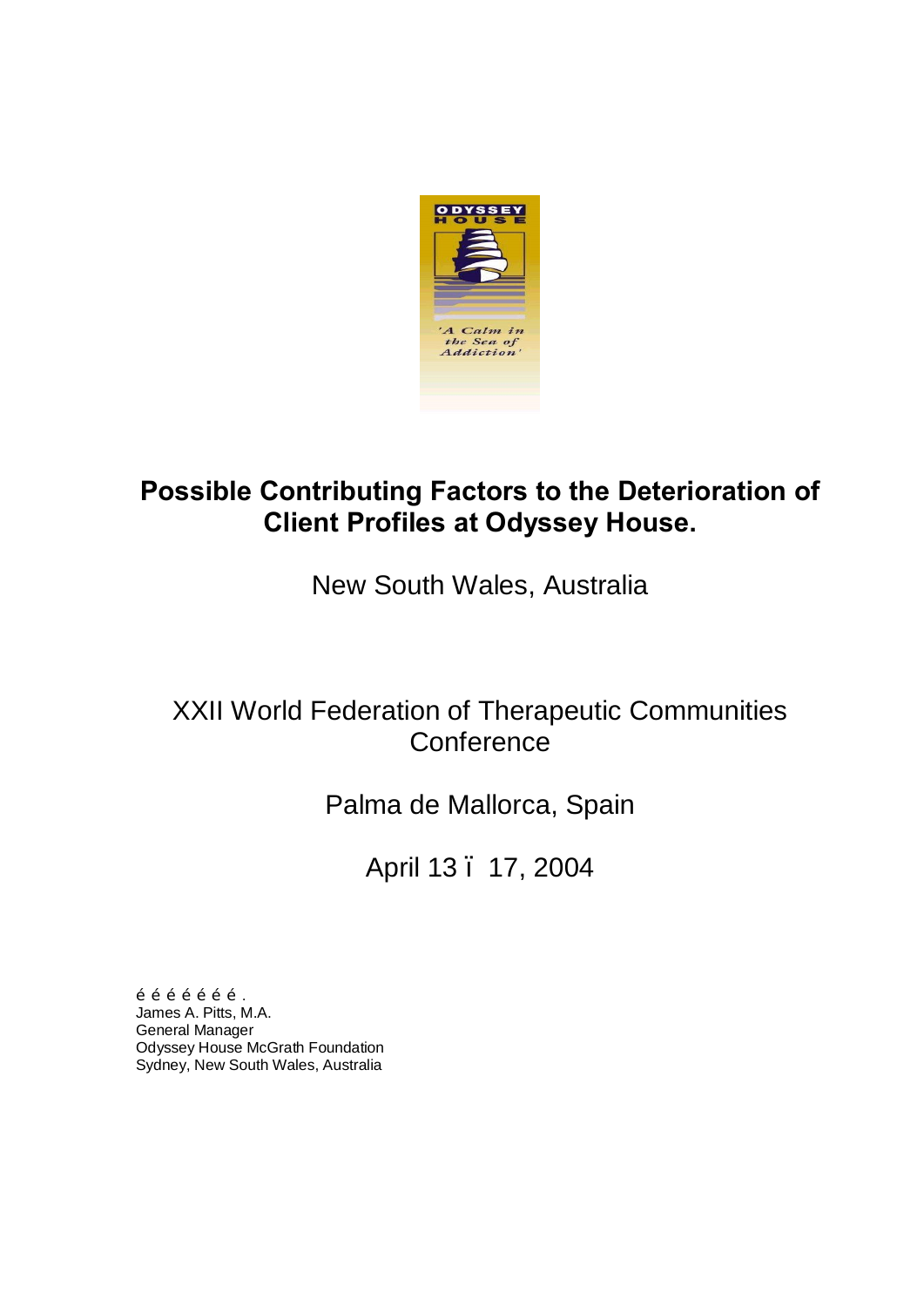# Possible Contributing Factors to the Deterioration of Client Profiles at Odyssey House.

New South Wales, Australia

XXII World Federation of Therapeutic Communities Conference

Palma de Mallorca, Spain

April 13 ï 17, 2004

é é é é é é é .
James A. Pitts, M.A.
General Manager
Odyssey House McGrath Foundation
Sydney, New South Wales, Australia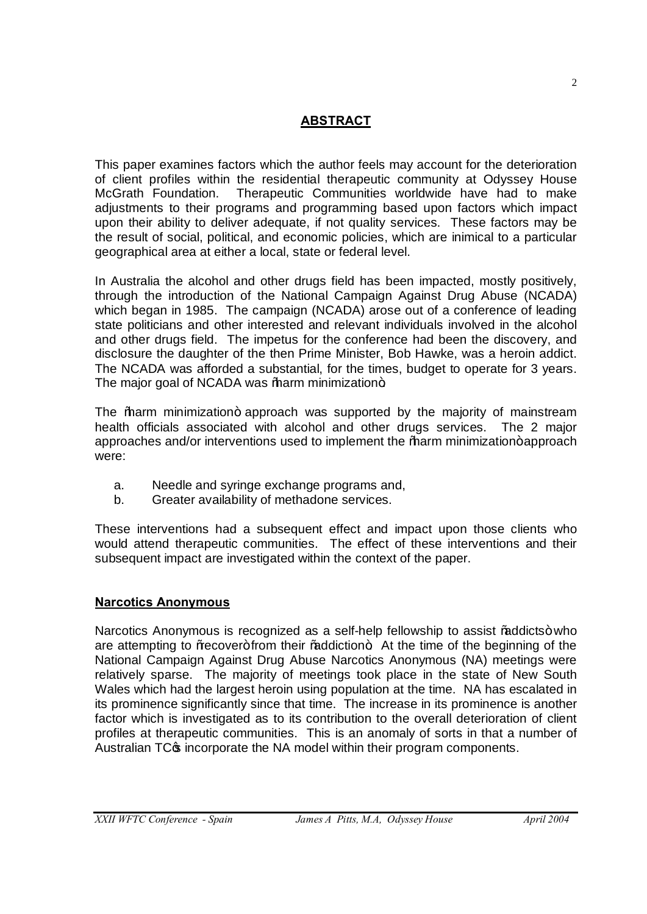## **ABSTRACT**

This paper examines factors which the author feels may account for the deterioration of client profiles within the residential therapeutic community at Odyssey House McGrath Foundation. Therapeutic Communities worldwide have had to make adjustments to their programs and programming based upon factors which impact upon their ability to deliver adequate, if not quality services. These factors may be the result of social, political, and economic policies, which are inimical to a particular geographical area at either a local, state or federal level.

In Australia the alcohol and other drugs field has been impacted, mostly positively, through the introduction of the National Campaign Against Drug Abuse (NCADA) which began in 1985. The campaign (NCADA) arose out of a conference of leading state politicians and other interested and relevant individuals involved in the alcohol and other drugs field. The impetus for the conference had been the discovery, and disclosure the daughter of the then Prime Minister, Bob Hawke, was a heroin addict. The NCADA was afforded a substantial, for the times, budget to operate for 3 years. The major goal of NCADA was "harm minimization".

The "harm minimization" approach was supported by the majority of mainstream health officials associated with alcohol and other drugs services. The 2 major approaches and/or interventions used to implement the "harm minimization" approach were:

a. Needle and syringe exchange programs and,
b. Greater availability of methadone services.

These interventions had a subsequent effect and impact upon those clients who would attend therapeutic communities. The effect of these interventions and their subsequent impact are investigated within the context of the paper.

### **Narcotics Anonymous**

Narcotics Anonymous is recognized as a self-help fellowship to assist "addicts" who are attempting to "recover" from their "addiction". At the time of the beginning of the National Campaign Against Drug Abuse Narcotics Anonymous (NA) meetings were relatively sparse. The majority of meetings took place in the state of New South Wales which had the largest heroin using population at the time. NA has escalated in its prominence significantly since that time. The increase in its prominence is another factor which is investigated as to its contribution to the overall deterioration of client profiles at therapeutic communities. This is an anomaly of sorts in that a number of Australian TC's incorporate the NA model within their program components.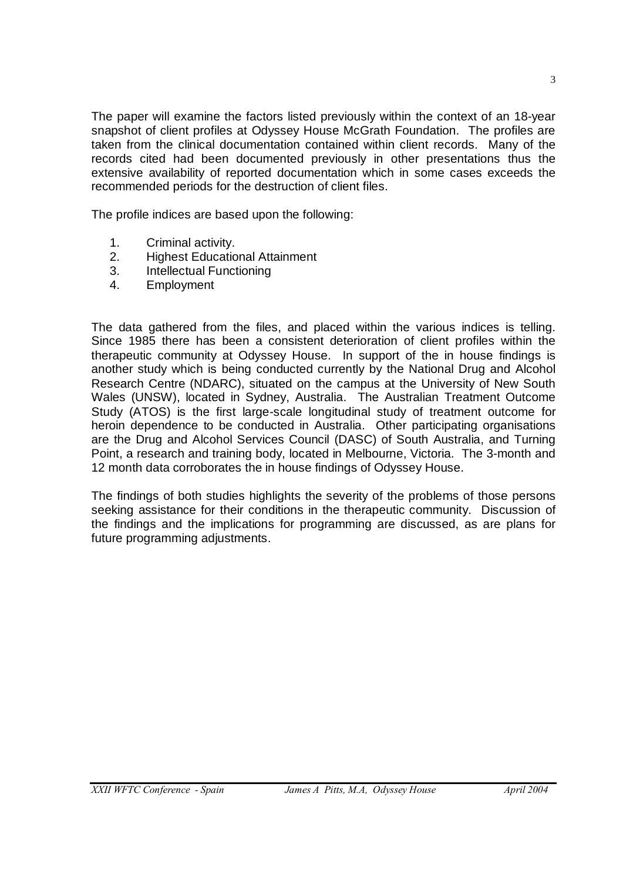The paper will examine the factors listed previously within the context of an 18-year snapshot of client profiles at Odyssey House McGrath Foundation. The profiles are taken from the clinical documentation contained within client records. Many of the records cited had been documented previously in other presentations thus the extensive availability of reported documentation which in some cases exceeds the recommended periods for the destruction of client files.

The profile indices are based upon the following:

1. Criminal activity.
2. Highest Educational Attainment
3. Intellectual Functioning
4. Employment

The data gathered from the files, and placed within the various indices is telling. Since 1985 there has been a consistent deterioration of client profiles within the therapeutic community at Odyssey House. In support of the in house findings is another study which is being conducted currently by the National Drug and Alcohol Research Centre (NDARC), situated on the campus at the University of New South Wales (UNSW), located in Sydney, Australia. The Australian Treatment Outcome Study (ATOS) is the first large-scale longitudinal study of treatment outcome for heroin dependence to be conducted in Australia. Other participating organisations are the Drug and Alcohol Services Council (DASC) of South Australia, and Turning Point, a research and training body, located in Melbourne, Victoria. The 3-month and 12 month data corroborates the in house findings of Odyssey House.

The findings of both studies highlights the severity of the problems of those persons seeking assistance for their conditions in the therapeutic community. Discussion of the findings and the implications for programming are discussed, as are plans for future programming adjustments.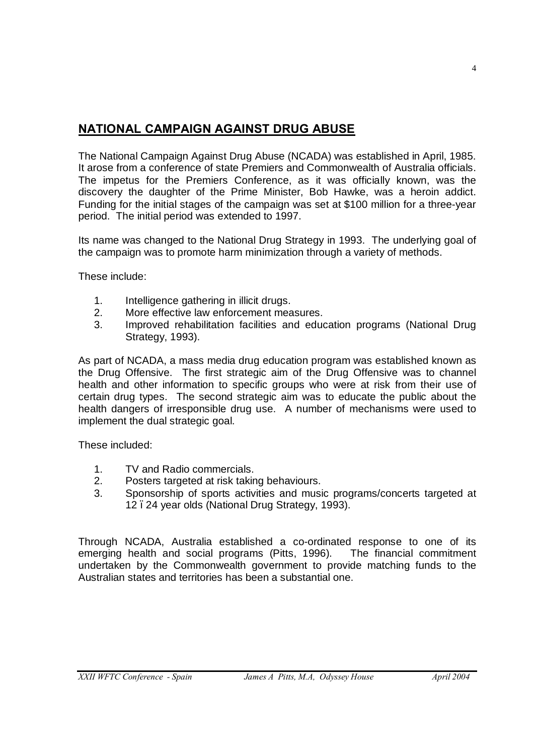## NATIONAL CAMPAIGN AGAINST DRUG ABUSE

The National Campaign Against Drug Abuse (NCADA) was established in April, 1985. It arose from a conference of state Premiers and Commonwealth of Australia officials. The impetus for the Premiers Conference, as it was officially known, was the discovery the daughter of the Prime Minister, Bob Hawke, was a heroin addict. Funding for the initial stages of the campaign was set at $100 million for a three-year period. The initial period was extended to 1997.

Its name was changed to the National Drug Strategy in 1993. The underlying goal of the campaign was to promote harm minimization through a variety of methods.

These include:

1. Intelligence gathering in illicit drugs.
2. More effective law enforcement measures.
3. Improved rehabilitation facilities and education programs (National Drug Strategy, 1993).

As part of NCADA, a mass media drug education program was established known as the Drug Offensive. The first strategic aim of the Drug Offensive was to channel health and other information to specific groups who were at risk from their use of certain drug types. The second strategic aim was to educate the public about the health dangers of irresponsible drug use. A number of mechanisms were used to implement the dual strategic goal.

These included:

1. TV and Radio commercials.
2. Posters targeted at risk taking behaviours.
3. Sponsorship of sports activities and music programs/concerts targeted at 12 – 24 year olds (National Drug Strategy, 1993).

Through NCADA, Australia established a co-ordinated response to one of its emerging health and social programs (Pitts, 1996). The financial commitment undertaken by the Commonwealth government to provide matching funds to the Australian states and territories has been a substantial one.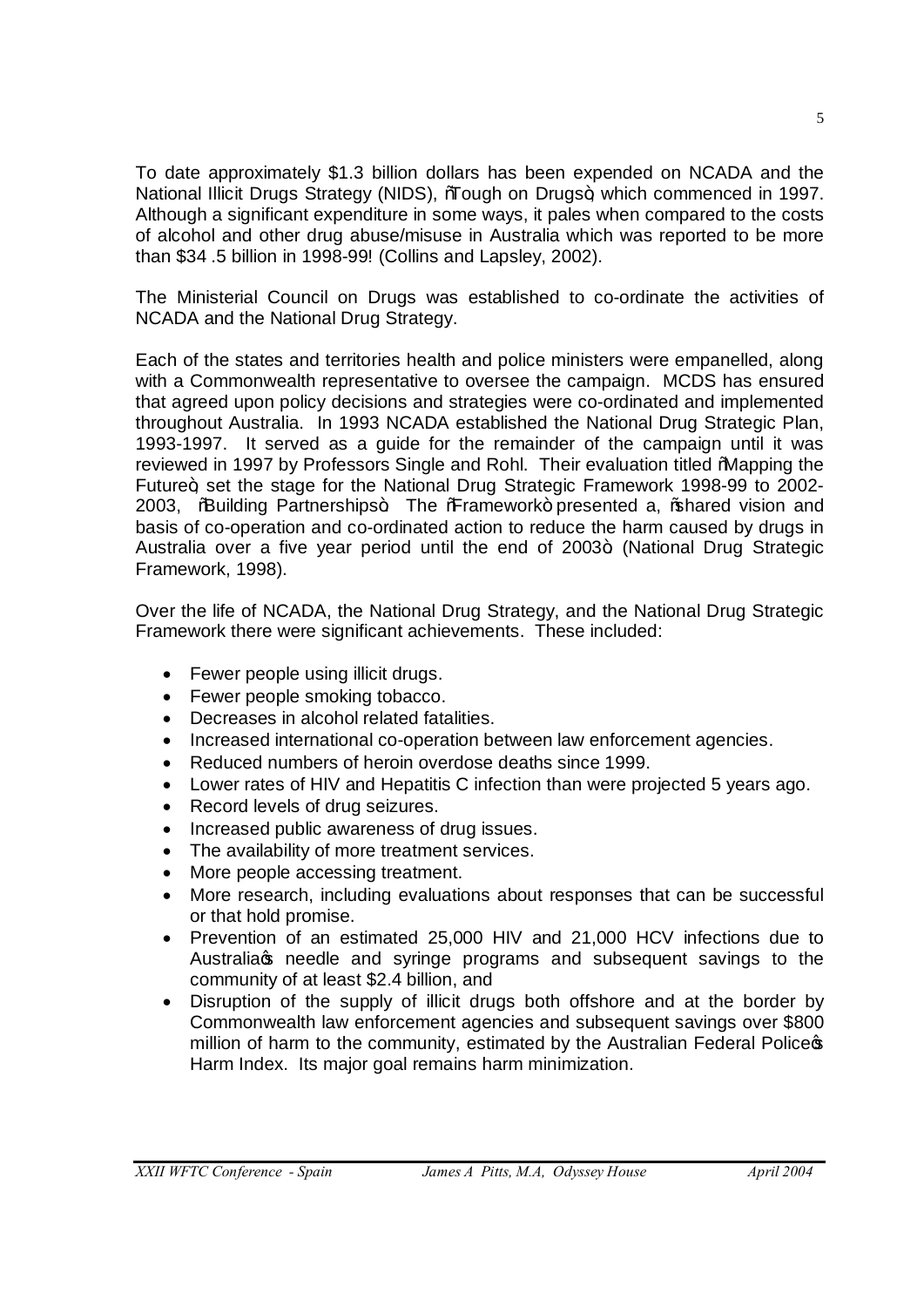To date approximately $1.3 billion dollars has been expended on NCADA and the National Illicit Drugs Strategy (NIDS), "Tough on Drugs", which commenced in 1997. Although a significant expenditure in some ways, it pales when compared to the costs of alcohol and other drug abuse/misuse in Australia which was reported to be more than $34 .5 billion in 1998-99! (Collins and Lapsley, 2002).

The Ministerial Council on Drugs was established to co-ordinate the activities of NCADA and the National Drug Strategy.

Each of the states and territories health and police ministers were empanelled, along with a Commonwealth representative to oversee the campaign. MCDS has ensured that agreed upon policy decisions and strategies were co-ordinated and implemented throughout Australia. In 1993 NCADA established the National Drug Strategic Plan, 1993-1997. It served as a guide for the remainder of the campaign until it was reviewed in 1997 by Professors Single and Rohl. Their evaluation titled "Mapping the Future", set the stage for the National Drug Strategic Framework 1998-99 to 2002-2003, "Building Partnerships". The "Framework" presented a, "shared vision and basis of co-operation and co-ordinated action to reduce the harm caused by drugs in Australia over a five year period until the end of 2003" (National Drug Strategic Framework, 1998).

Over the life of NCADA, the National Drug Strategy, and the National Drug Strategic Framework there were significant achievements. These included:

- Fewer people using illicit drugs.
- Fewer people smoking tobacco.
- Decreases in alcohol related fatalities.
- Increased international co-operation between law enforcement agencies.
- Reduced numbers of heroin overdose deaths since 1999.
- Lower rates of HIV and Hepatitis C infection than were projected 5 years ago.
- Record levels of drug seizures.
- Increased public awareness of drug issues.
- The availability of more treatment services.
- More people accessing treatment.
- More research, including evaluations about responses that can be successful or that hold promise.
- Prevention of an estimated 25,000 HIV and 21,000 HCV infections due to Australia's needle and syringe programs and subsequent savings to the community of at least $2.4 billion, and
- Disruption of the supply of illicit drugs both offshore and at the border by Commonwealth law enforcement agencies and subsequent savings over $800 million of harm to the community, estimated by the Australian Federal Police's Harm Index. Its major goal remains harm minimization.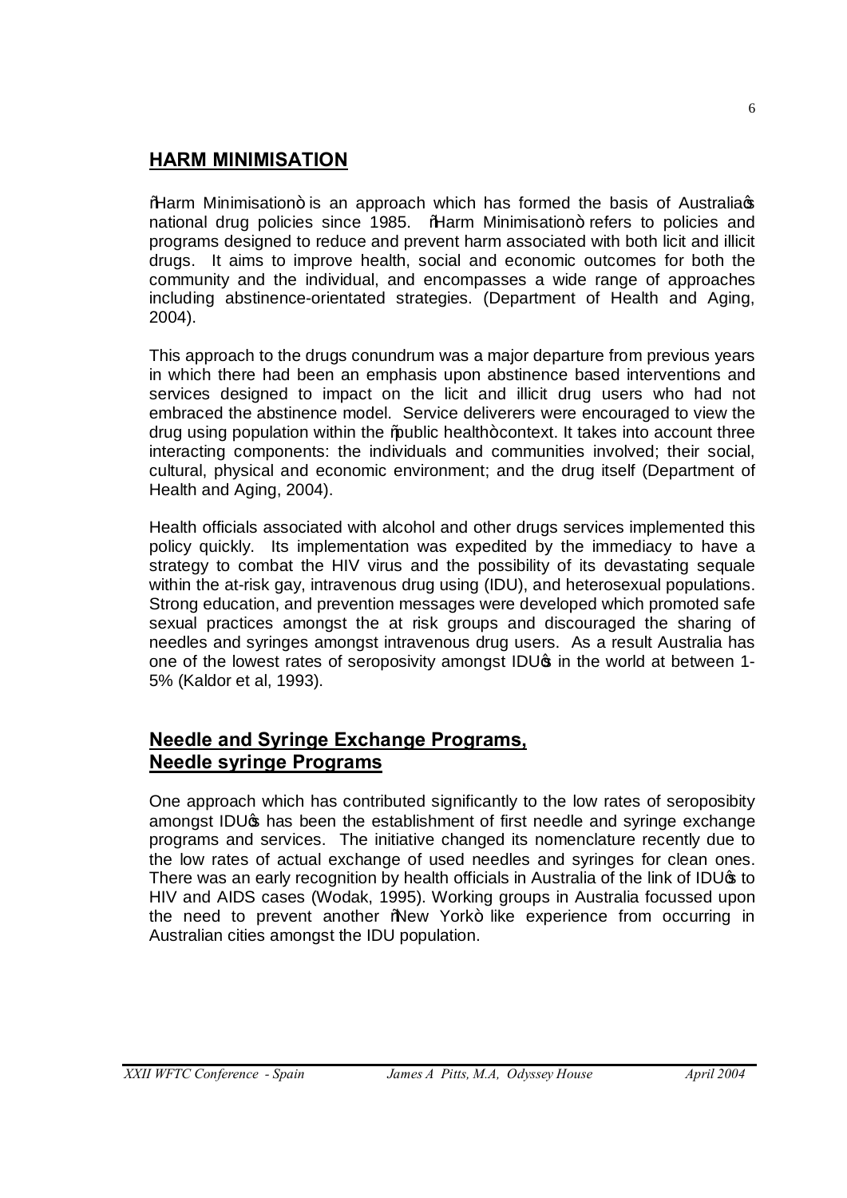## HARM MINIMISATION

"Harm Minimisation" is an approach which has formed the basis of Australia's national drug policies since 1985. "Harm Minimisation" refers to policies and programs designed to reduce and prevent harm associated with both licit and illicit drugs. It aims to improve health, social and economic outcomes for both the community and the individual, and encompasses a wide range of approaches including abstinence-orientated strategies. (Department of Health and Aging, 2004).

This approach to the drugs conundrum was a major departure from previous years in which there had been an emphasis upon abstinence based interventions and services designed to impact on the licit and illicit drug users who had not embraced the abstinence model. Service deliverers were encouraged to view the drug using population within the "public health" context. It takes into account three interacting components: the individuals and communities involved; their social, cultural, physical and economic environment; and the drug itself (Department of Health and Aging, 2004).

Health officials associated with alcohol and other drugs services implemented this policy quickly. Its implementation was expedited by the immediacy to have a strategy to combat the HIV virus and the possibility of its devastating sequale within the at-risk gay, intravenous drug using (IDU), and heterosexual populations. Strong education, and prevention messages were developed which promoted safe sexual practices amongst the at risk groups and discouraged the sharing of needles and syringes amongst intravenous drug users. As a result Australia has one of the lowest rates of seroposivity amongst IDU's in the world at between 1-5% (Kaldor et al, 1993).

## Needle and Syringe Exchange Programs, Needle syringe Programs

One approach which has contributed significantly to the low rates of seroposibity amongst IDU's has been the establishment of first needle and syringe exchange programs and services. The initiative changed its nomenclature recently due to the low rates of actual exchange of used needles and syringes for clean ones. There was an early recognition by health officials in Australia of the link of IDU's to HIV and AIDS cases (Wodak, 1995). Working groups in Australia focussed upon the need to prevent another "New York" like experience from occurring in Australian cities amongst the IDU population.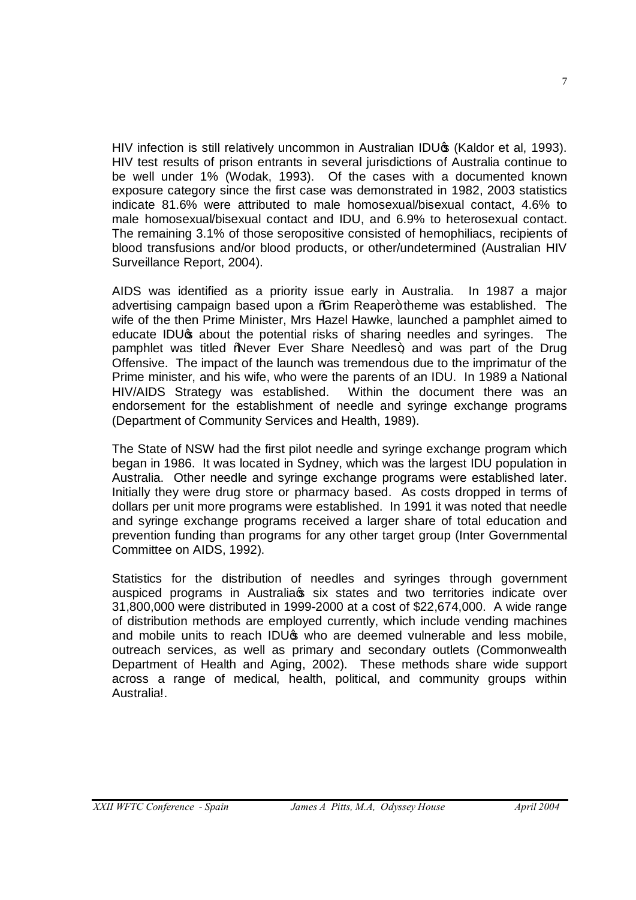HIV infection is still relatively uncommon in Australian IDU's (Kaldor et al, 1993). HIV test results of prison entrants in several jurisdictions of Australia continue to be well under 1% (Wodak, 1993). Of the cases with a documented known exposure category since the first case was demonstrated in 1982, 2003 statistics indicate 81.6% were attributed to male homosexual/bisexual contact, 4.6% to male homosexual/bisexual contact and IDU, and 6.9% to heterosexual contact. The remaining 3.1% of those seropositive consisted of hemophiliacs, recipients of blood transfusions and/or blood products, or other/undetermined (Australian HIV Surveillance Report, 2004).

AIDS was identified as a priority issue early in Australia. In 1987 a major advertising campaign based upon a "Grim Reaper" theme was established. The wife of the then Prime Minister, Mrs Hazel Hawke, launched a pamphlet aimed to educate IDU's about the potential risks of sharing needles and syringes. The pamphlet was titled "Never Ever Share Needles", and was part of the Drug Offensive. The impact of the launch was tremendous due to the imprimatur of the Prime minister, and his wife, who were the parents of an IDU. In 1989 a National HIV/AIDS Strategy was established. Within the document there was an endorsement for the establishment of needle and syringe exchange programs (Department of Community Services and Health, 1989).

The State of NSW had the first pilot needle and syringe exchange program which began in 1986. It was located in Sydney, which was the largest IDU population in Australia. Other needle and syringe exchange programs were established later. Initially they were drug store or pharmacy based. As costs dropped in terms of dollars per unit more programs were established. In 1991 it was noted that needle and syringe exchange programs received a larger share of total education and prevention funding than programs for any other target group (Inter Governmental Committee on AIDS, 1992).

Statistics for the distribution of needles and syringes through government auspiced programs in Australia's six states and two territories indicate over 31,800,000 were distributed in 1999-2000 at a cost of $22,674,000. A wide range of distribution methods are employed currently, which include vending machines and mobile units to reach IDU's who are deemed vulnerable and less mobile, outreach services, as well as primary and secondary outlets (Commonwealth Department of Health and Aging, 2002). These methods share wide support across a range of medical, health, political, and community groups within Australia!.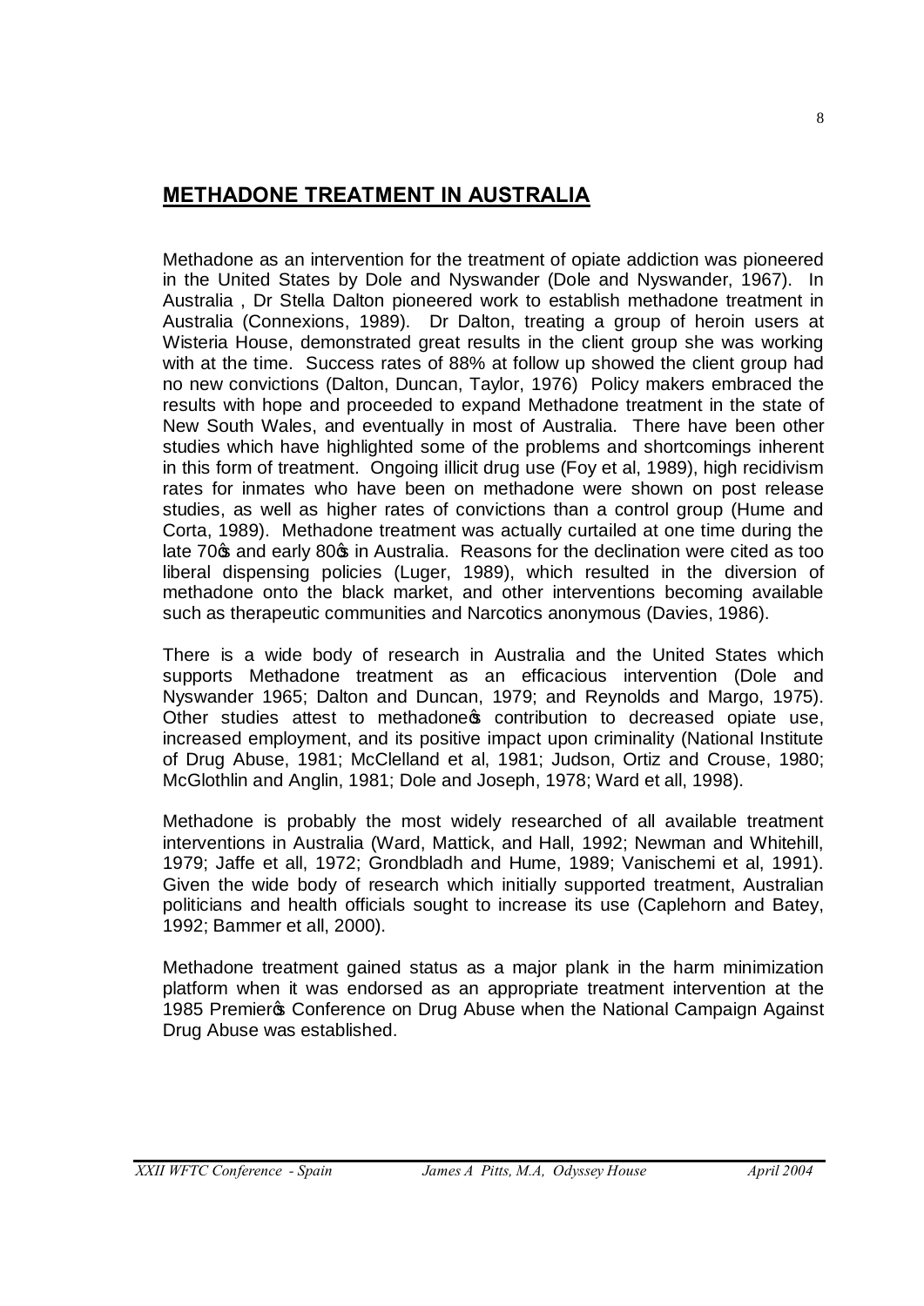## METHADONE TREATMENT IN AUSTRALIA

Methadone as an intervention for the treatment of opiate addiction was pioneered in the United States by Dole and Nyswander (Dole and Nyswander, 1967). In Australia , Dr Stella Dalton pioneered work to establish methadone treatment in Australia (Connexions, 1989). Dr Dalton, treating a group of heroin users at Wisteria House, demonstrated great results in the client group she was working with at the time. Success rates of 88% at follow up showed the client group had no new convictions (Dalton, Duncan, Taylor, 1976) Policy makers embraced the results with hope and proceeded to expand Methadone treatment in the state of New South Wales, and eventually in most of Australia. There have been other studies which have highlighted some of the problems and shortcomings inherent in this form of treatment. Ongoing illicit drug use (Foy et al, 1989), high recidivism rates for inmates who have been on methadone were shown on post release studies, as well as higher rates of convictions than a control group (Hume and Corta, 1989). Methadone treatment was actually curtailed at one time during the late 70's and early 80's in Australia. Reasons for the declination were cited as too liberal dispensing policies (Luger, 1989), which resulted in the diversion of methadone onto the black market, and other interventions becoming available such as therapeutic communities and Narcotics anonymous (Davies, 1986).

There is a wide body of research in Australia and the United States which supports Methadone treatment as an efficacious intervention (Dole and Nyswander 1965; Dalton and Duncan, 1979; and Reynolds and Margo, 1975). Other studies attest to methadone's contribution to decreased opiate use, increased employment, and its positive impact upon criminality (National Institute of Drug Abuse, 1981; McClelland et al, 1981; Judson, Ortiz and Crouse, 1980; McGlothlin and Anglin, 1981; Dole and Joseph, 1978; Ward et all, 1998).

Methadone is probably the most widely researched of all available treatment interventions in Australia (Ward, Mattick, and Hall, 1992; Newman and Whitehill, 1979; Jaffe et all, 1972; Grondbladh and Hume, 1989; Vanischemi et al, 1991). Given the wide body of research which initially supported treatment, Australian politicians and health officials sought to increase its use (Caplehorn and Batey, 1992; Bammer et all, 2000).

Methadone treatment gained status as a major plank in the harm minimization platform when it was endorsed as an appropriate treatment intervention at the 1985 Premier's Conference on Drug Abuse when the National Campaign Against Drug Abuse was established.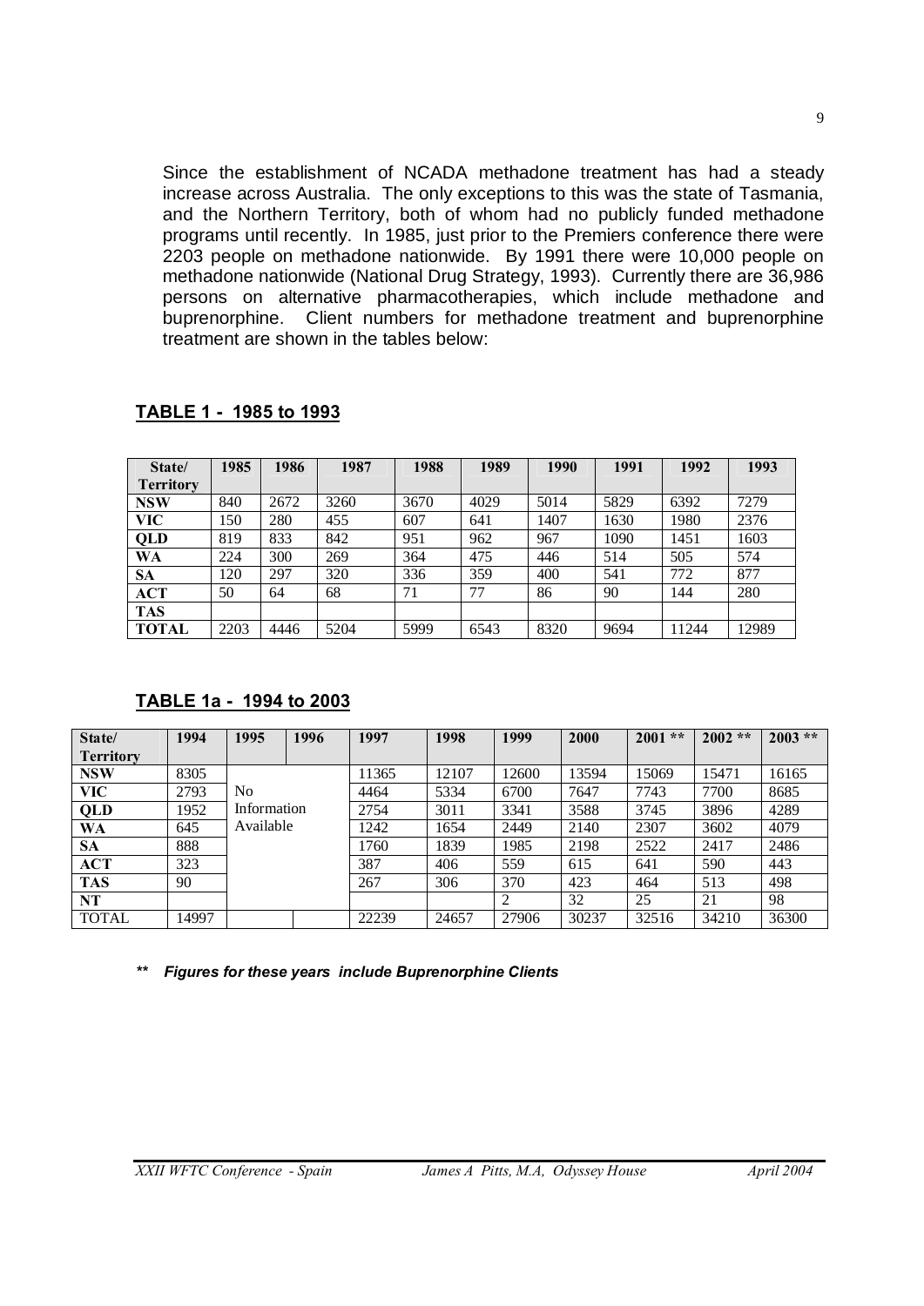Since the establishment of NCADA methadone treatment has had a steady increase across Australia. The only exceptions to this was the state of Tasmania, and the Northern Territory, both of whom had no publicly funded methadone programs until recently. In 1985, just prior to the Premiers conference there were 2203 people on methadone nationwide. By 1991 there were 10,000 people on methadone nationwide (National Drug Strategy, 1993). Currently there are 36,986 persons on alternative pharmacotherapies, which include methadone and buprenorphine. Client numbers for methadone treatment and buprenorphine treatment are shown in the tables below:

## TABLE 1 - 1985 to 1993

| State/ Territory | 1985 | 1986 | 1987 | 1988 | 1989 | 1990 | 1991 | 1992 | 1993 |
|---|---|---|---|---|---|---|---|---|---|
| **NSW** | 840 | 2672 | 3260 | 3670 | 4029 | 5014 | 5829 | 6392 | 7279 |
| **VIC** | 150 | 280 | 455 | 607 | 641 | 1407 | 1630 | 1980 | 2376 |
| **QLD** | 819 | 833 | 842 | 951 | 962 | 967 | 1090 | 1451 | 1603 |
| **WA** | 224 | 300 | 269 | 364 | 475 | 446 | 514 | 505 | 574 |
| **SA** | 120 | 297 | 320 | 336 | 359 | 400 | 541 | 772 | 877 |
| **ACT** | 50 | 64 | 68 | 71 | 77 | 86 | 90 | 144 | 280 |
| **TAS** | | | | | | | | | |
| **TOTAL** | 2203 | 4446 | 5204 | 5999 | 6543 | 8320 | 9694 | 11244 | 12989 |

## TABLE 1a - 1994 to 2003

| State/ Territory | 1994 | 1995 | 1996 | 1997 | 1998 | 1999 | 2000 | 2001 ** | 2002 ** | 2003 ** |
|---|---|---|---|---|---|---|---|---|---|---|
| **NSW** | 8305 | No Information Available | | 11365 | 12107 | 12600 | 13594 | 15069 | 15471 | 16165 |
| **VIC** | 2793 | | | 4464 | 5334 | 6700 | 7647 | 7743 | 7700 | 8685 |
| **QLD** | 1952 | | | 2754 | 3011 | 3341 | 3588 | 3745 | 3896 | 4289 |
| **WA** | 645 | | | 1242 | 1654 | 2449 | 2140 | 2307 | 3602 | 4079 |
| **SA** | 888 | | | 1760 | 1839 | 1985 | 2198 | 2522 | 2417 | 2486 |
| **ACT** | 323 | | | 387 | 406 | 559 | 615 | 641 | 590 | 443 |
| **TAS** | 90 | | | 267 | 306 | 370 | 423 | 464 | 513 | 498 |
| **NT** | | | | | | 2 | 32 | 25 | 21 | 98 |
| TOTAL | 14997 | | | 22239 | 24657 | 27906 | 30237 | 32516 | 34210 | 36300 |

*** **Figures for these years include Buprenorphine Clients***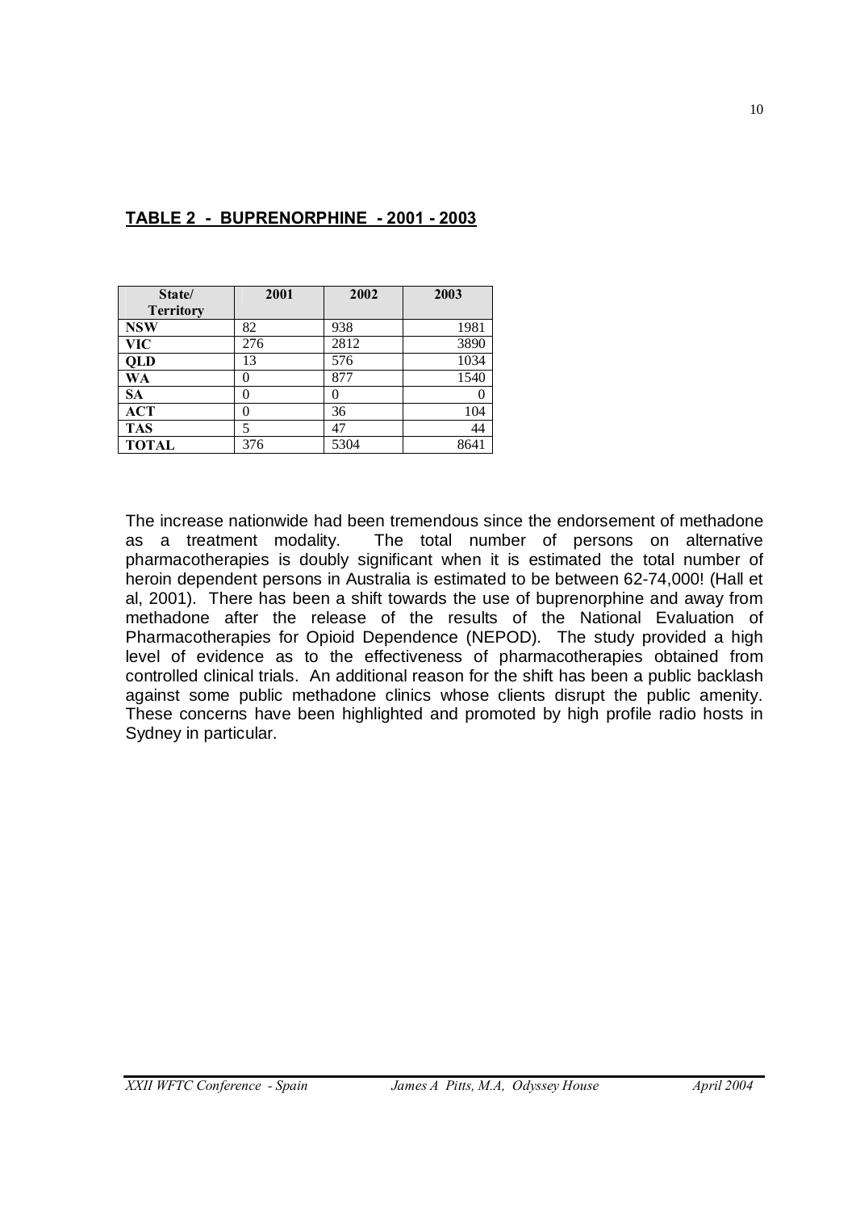**TABLE 2 - BUPRENORPHINE - 2001 - 2003**

| State/ Territory | 2001 | 2002 | 2003 |
|---|---|---|---|
| **NSW** | 82 | 938 | 1981 |
| **VIC** | 276 | 2812 | 3890 |
| **QLD** | 13 | 576 | 1034 |
| **WA** | 0 | 877 | 1540 |
| **SA** | 0 | 0 | 0 |
| **ACT** | 0 | 36 | 104 |
| **TAS** | 5 | 47 | 44 |
| **TOTAL** | 376 | 5304 | 8641 |

The increase nationwide had been tremendous since the endorsement of methadone as a treatment modality. The total number of persons on alternative pharmacotherapies is doubly significant when it is estimated the total number of heroin dependent persons in Australia is estimated to be between 62-74,000! (Hall et al, 2001). There has been a shift towards the use of buprenorphine and away from methadone after the release of the results of the National Evaluation of Pharmacotherapies for Opioid Dependence (NEPOD). The study provided a high level of evidence as to the effectiveness of pharmacotherapies obtained from controlled clinical trials. An additional reason for the shift has been a public backlash against some public methadone clinics whose clients disrupt the public amenity. These concerns have been highlighted and promoted by high profile radio hosts in Sydney in particular.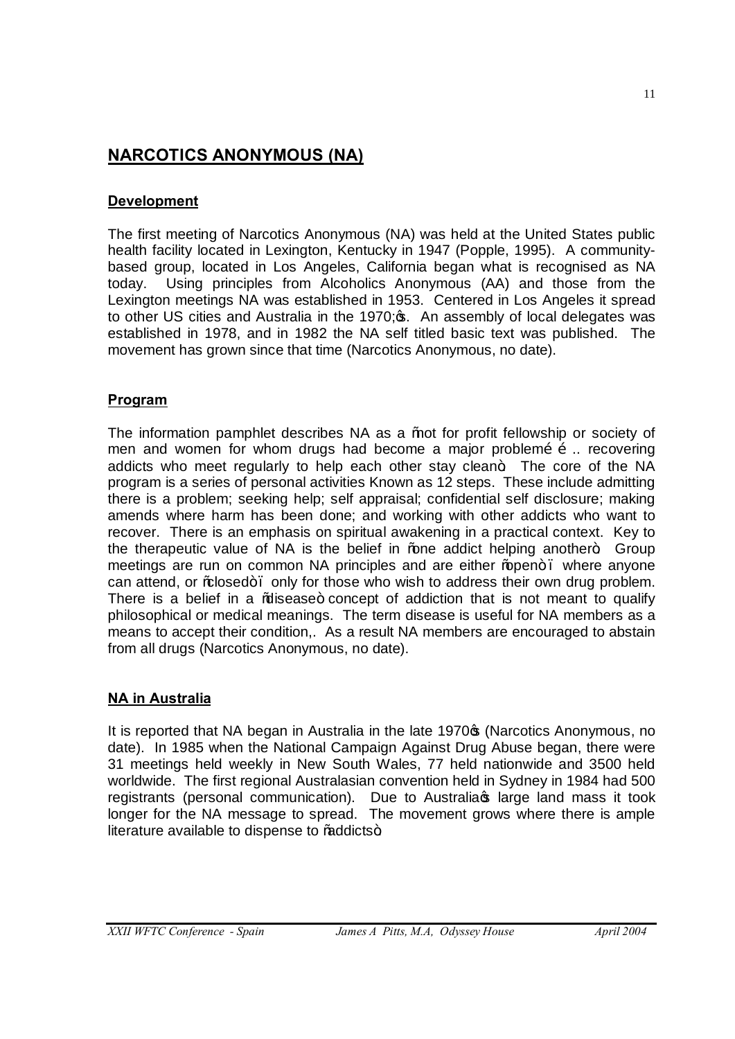## NARCOTICS ANONYMOUS (NA)

### Development

The first meeting of Narcotics Anonymous (NA) was held at the United States public health facility located in Lexington, Kentucky in 1947 (Popple, 1995). A community-based group, located in Los Angeles, California began what is recognised as NA today. Using principles from Alcoholics Anonymous (AA) and those from the Lexington meetings NA was established in 1953. Centered in Los Angeles it spread to other US cities and Australia in the 1970's. An assembly of local delegates was established in 1978, and in 1982 the NA self titled basic text was published. The movement has grown since that time (Narcotics Anonymous, no date).

### Program

The information pamphlet describes NA as a "not for profit fellowship or society of men and women for whom drugs had become a major problem… .. recovering addicts who meet regularly to help each other stay clean". The core of the NA program is a series of personal activities Known as 12 steps. These include admitting there is a problem; seeking help; self appraisal; confidential self disclosure; making amends where harm has been done; and working with other addicts who want to recover. There is an emphasis on spiritual awakening in a practical context. Key to the therapeutic value of NA is the belief in "one addict helping another". Group meetings are run on common NA principles and are either "open" – where anyone can attend, or "closed" – only for those who wish to address their own drug problem. There is a belief in a "disease" concept of addiction that is not meant to qualify philosophical or medical meanings. The term disease is useful for NA members as a means to accept their condition,. As a result NA members are encouraged to abstain from all drugs (Narcotics Anonymous, no date).

### NA in Australia

It is reported that NA began in Australia in the late 1970's (Narcotics Anonymous, no date). In 1985 when the National Campaign Against Drug Abuse began, there were 31 meetings held weekly in New South Wales, 77 held nationwide and 3500 held worldwide. The first regional Australasian convention held in Sydney in 1984 had 500 registrants (personal communication). Due to Australia's large land mass it took longer for the NA message to spread. The movement grows where there is ample literature available to dispense to "addicts".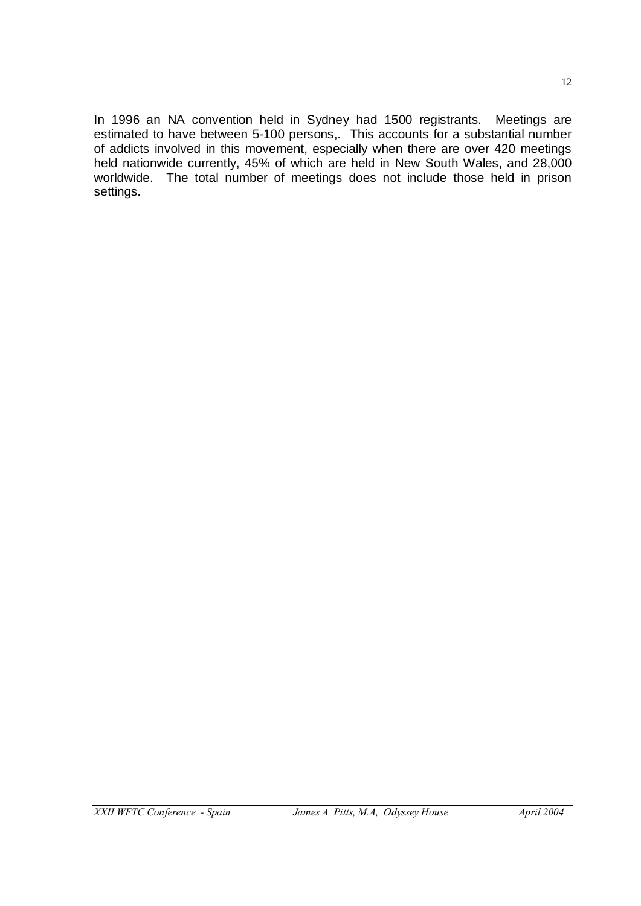In 1996 an NA convention held in Sydney had 1500 registrants. Meetings are estimated to have between 5-100 persons,. This accounts for a substantial number of addicts involved in this movement, especially when there are over 420 meetings held nationwide currently, 45% of which are held in New South Wales, and 28,000 worldwide. The total number of meetings does not include those held in prison settings.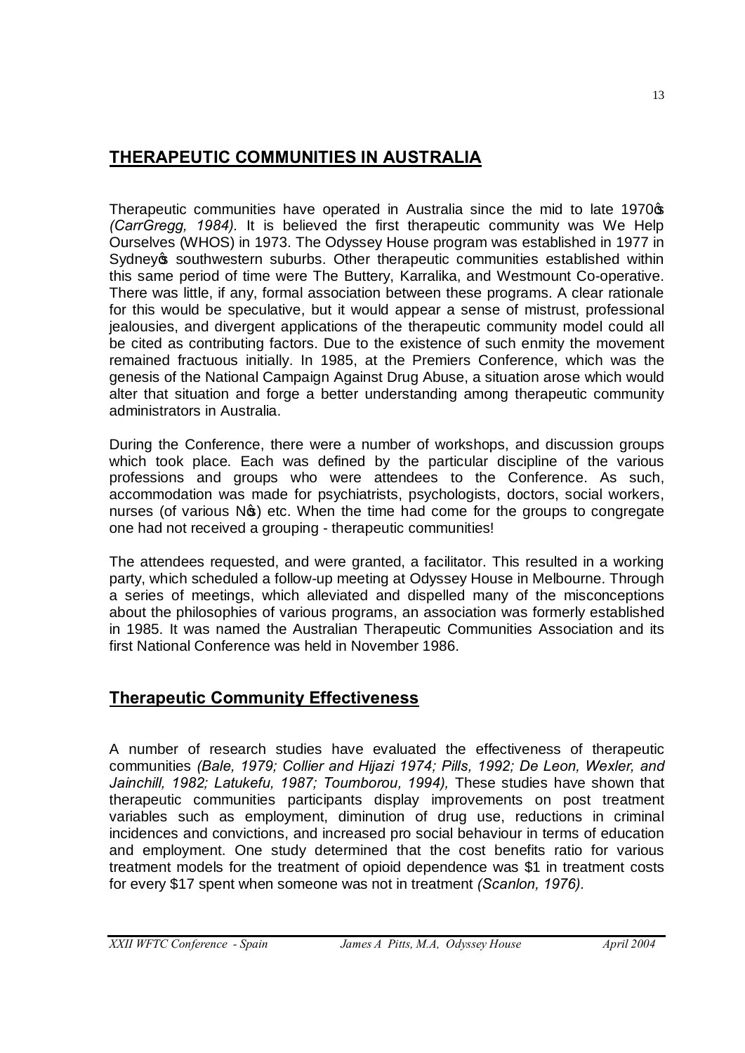## THERAPEUTIC COMMUNITIES IN AUSTRALIA

Therapeutic communities have operated in Australia since the mid to late 1970's *(CarrGregg, 1984)*. It is believed the first therapeutic community was We Help Ourselves (WHOS) in 1973. The Odyssey House program was established in 1977 in Sydney's southwestern suburbs. Other therapeutic communities established within this same period of time were The Buttery, Karralika, and Westmount Co-operative. There was little, if any, formal association between these programs. A clear rationale for this would be speculative, but it would appear a sense of mistrust, professional jealousies, and divergent applications of the therapeutic community model could all be cited as contributing factors. Due to the existence of such enmity the movement remained fractuous initially. In 1985, at the Premiers Conference, which was the genesis of the National Campaign Against Drug Abuse, a situation arose which would alter that situation and forge a better understanding among therapeutic community administrators in Australia.

During the Conference, there were a number of workshops, and discussion groups which took place. Each was defined by the particular discipline of the various professions and groups who were attendees to the Conference. As such, accommodation was made for psychiatrists, psychologists, doctors, social workers, nurses (of various N's) etc. When the time had come for the groups to congregate one had not received a grouping - therapeutic communities!

The attendees requested, and were granted, a facilitator. This resulted in a working party, which scheduled a follow-up meeting at Odyssey House in Melbourne. Through a series of meetings, which alleviated and dispelled many of the misconceptions about the philosophies of various programs, an association was formerly established in 1985. It was named the Australian Therapeutic Communities Association and its first National Conference was held in November 1986.

## Therapeutic Community Effectiveness

A number of research studies have evaluated the effectiveness of therapeutic communities *(Bale, 1979; Collier and Hijazi 1974; Pills, 1992; De Leon, Wexler, and Jainchill, 1982; Latukefu, 1987; Toumborou, 1994),* These studies have shown that therapeutic communities participants display improvements on post treatment variables such as employment, diminution of drug use, reductions in criminal incidences and convictions, and increased pro social behaviour in terms of education and employment. One study determined that the cost benefits ratio for various treatment models for the treatment of opioid dependence was $1 in treatment costs for every $17 spent when someone was not in treatment *(Scanlon, 1976)*.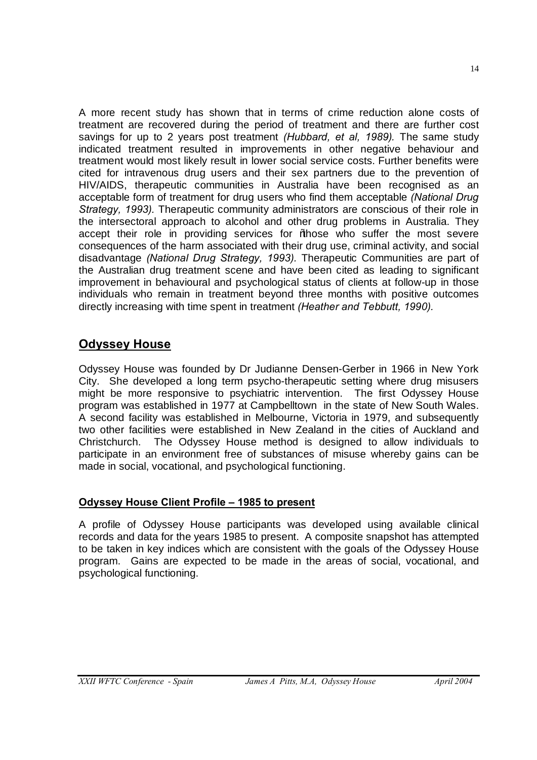A more recent study has shown that in terms of crime reduction alone costs of treatment are recovered during the period of treatment and there are further cost savings for up to 2 years post treatment *(Hubbard, et al, 1989).* The same study indicated treatment resulted in improvements in other negative behaviour and treatment would most likely result in lower social service costs. Further benefits were cited for intravenous drug users and their sex partners due to the prevention of HIV/AIDS, therapeutic communities in Australia have been recognised as an acceptable form of treatment for drug users who find them acceptable *(National Drug Strategy, 1993).* Therapeutic community administrators are conscious of their role in the intersectoral approach to alcohol and other drug problems in Australia. They accept their role in providing services for "those who suffer the most severe consequences of the harm associated with their drug use, criminal activity, and social disadvantage *(National Drug Strategy, 1993).* Therapeutic Communities are part of the Australian drug treatment scene and have been cited as leading to significant improvement in behavioural and psychological status of clients at follow-up in those individuals who remain in treatment beyond three months with positive outcomes directly increasing with time spent in treatment *(Heather and Tebbutt, 1990).*

## Odyssey House

Odyssey House was founded by Dr Judianne Densen-Gerber in 1966 in New York City. She developed a long term psycho-therapeutic setting where drug misusers might be more responsive to psychiatric intervention. The first Odyssey House program was established in 1977 at Campbelltown in the state of New South Wales. A second facility was established in Melbourne, Victoria in 1979, and subsequently two other facilities were established in New Zealand in the cities of Auckland and Christchurch. The Odyssey House method is designed to allow individuals to participate in an environment free of substances of misuse whereby gains can be made in social, vocational, and psychological functioning.

### Odyssey House Client Profile – 1985 to present

A profile of Odyssey House participants was developed using available clinical records and data for the years 1985 to present. A composite snapshot has attempted to be taken in key indices which are consistent with the goals of the Odyssey House program. Gains are expected to be made in the areas of social, vocational, and psychological functioning.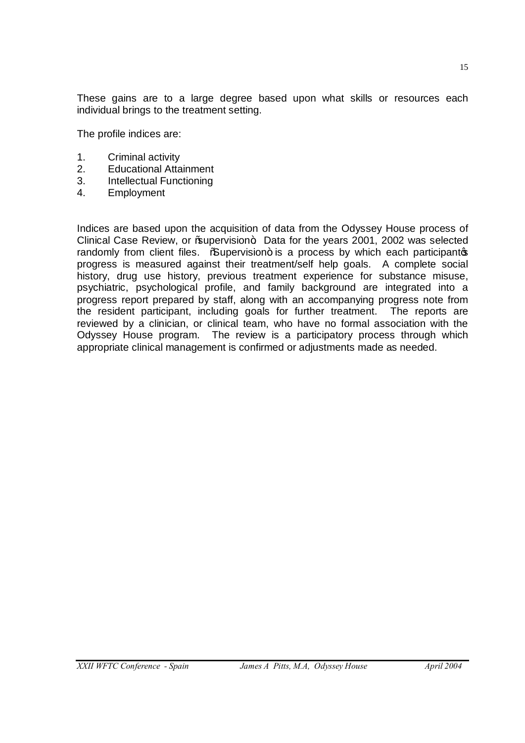These gains are to a large degree based upon what skills or resources each individual brings to the treatment setting.

The profile indices are:

1. Criminal activity
2. Educational Attainment
3. Intellectual Functioning
4. Employment

Indices are based upon the acquisition of data from the Odyssey House process of Clinical Case Review, or "supervision". Data for the years 2001, 2002 was selected randomly from client files. "Supervision" is a process by which each participant's progress is measured against their treatment/self help goals. A complete social history, drug use history, previous treatment experience for substance misuse, psychiatric, psychological profile, and family background are integrated into a progress report prepared by staff, along with an accompanying progress note from the resident participant, including goals for further treatment. The reports are reviewed by a clinician, or clinical team, who have no formal association with the Odyssey House program. The review is a participatory process through which appropriate clinical management is confirmed or adjustments made as needed.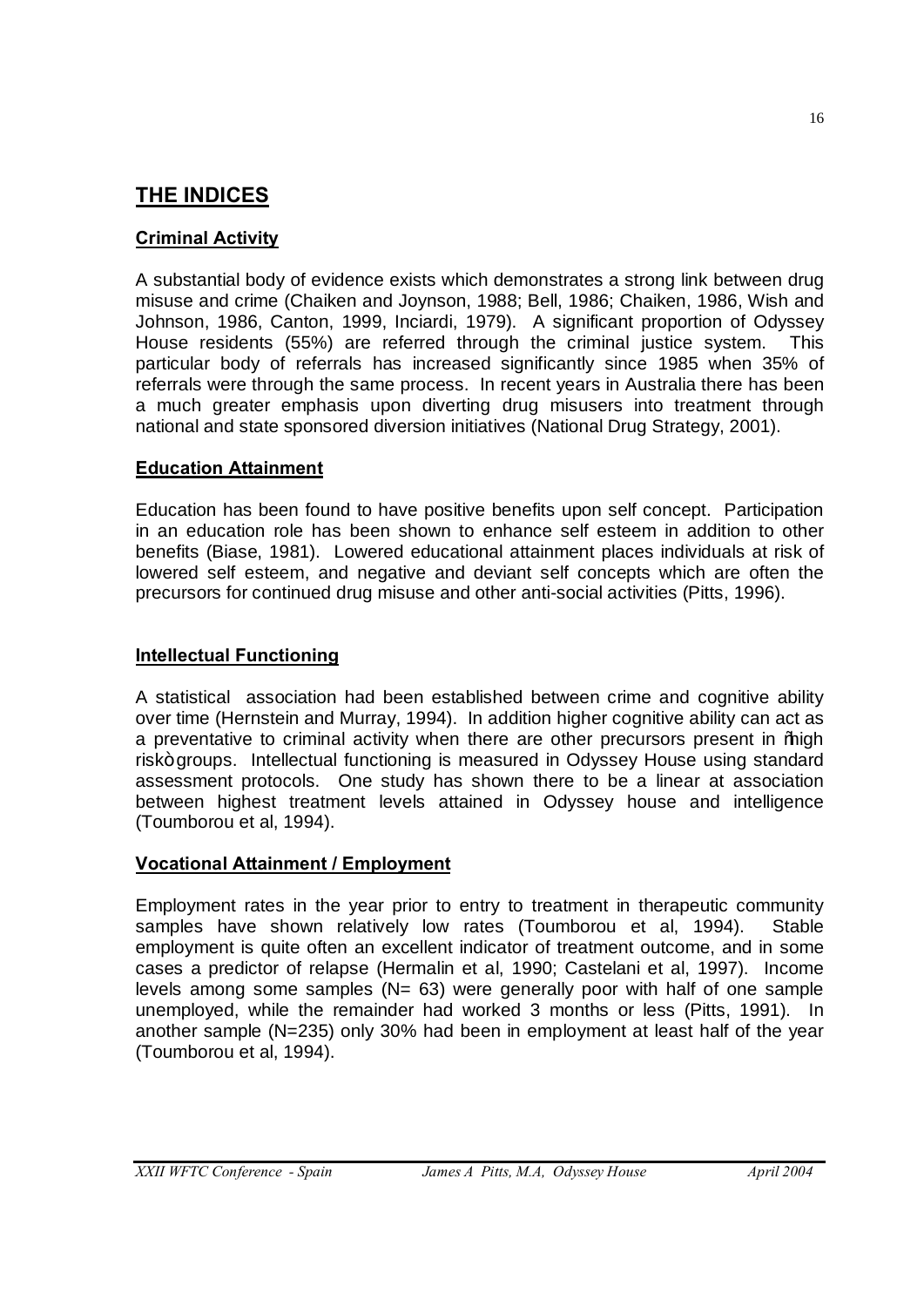## THE INDICES

### Criminal Activity

A substantial body of evidence exists which demonstrates a strong link between drug misuse and crime (Chaiken and Joynson, 1988; Bell, 1986; Chaiken, 1986, Wish and Johnson, 1986, Canton, 1999, Inciardi, 1979). A significant proportion of Odyssey House residents (55%) are referred through the criminal justice system. This particular body of referrals has increased significantly since 1985 when 35% of referrals were through the same process. In recent years in Australia there has been a much greater emphasis upon diverting drug misusers into treatment through national and state sponsored diversion initiatives (National Drug Strategy, 2001).

### Education Attainment

Education has been found to have positive benefits upon self concept. Participation in an education role has been shown to enhance self esteem in addition to other benefits (Biase, 1981). Lowered educational attainment places individuals at risk of lowered self esteem, and negative and deviant self concepts which are often the precursors for continued drug misuse and other anti-social activities (Pitts, 1996).

### Intellectual Functioning

A statistical association had been established between crime and cognitive ability over time (Hernstein and Murray, 1994). In addition higher cognitive ability can act as a preventative to criminal activity when there are other precursors present in "high risk" groups. Intellectual functioning is measured in Odyssey House using standard assessment protocols. One study has shown there to be a linear at association between highest treatment levels attained in Odyssey house and intelligence (Toumborou et al, 1994).

### Vocational Attainment / Employment

Employment rates in the year prior to entry to treatment in therapeutic community samples have shown relatively low rates (Toumborou et al, 1994). Stable employment is quite often an excellent indicator of treatment outcome, and in some cases a predictor of relapse (Hermalin et al, 1990; Castelani et al, 1997). Income levels among some samples (N= 63) were generally poor with half of one sample unemployed, while the remainder had worked 3 months or less (Pitts, 1991). In another sample (N=235) only 30% had been in employment at least half of the year (Toumborou et al, 1994).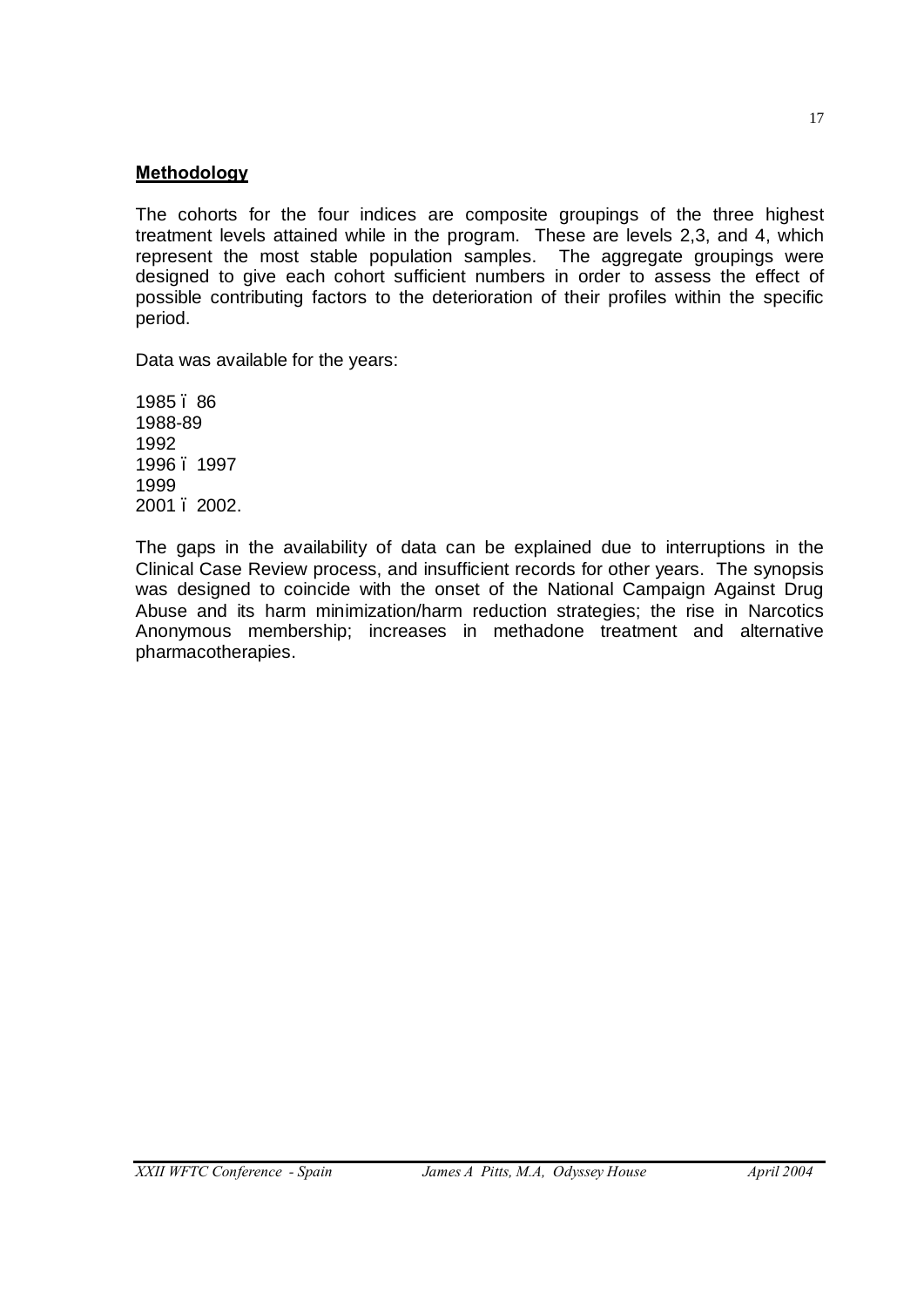## Methodology

The cohorts for the four indices are composite groupings of the three highest treatment levels attained while in the program. These are levels 2,3, and 4, which represent the most stable population samples. The aggregate groupings were designed to give each cohort sufficient numbers in order to assess the effect of possible contributing factors to the deterioration of their profiles within the specific period.

Data was available for the years:

1985 – 86
1988-89
1992
1996 – 1997
1999
2001 – 2002.

The gaps in the availability of data can be explained due to interruptions in the Clinical Case Review process, and insufficient records for other years. The synopsis was designed to coincide with the onset of the National Campaign Against Drug Abuse and its harm minimization/harm reduction strategies; the rise in Narcotics Anonymous membership; increases in methadone treatment and alternative pharmacotherapies.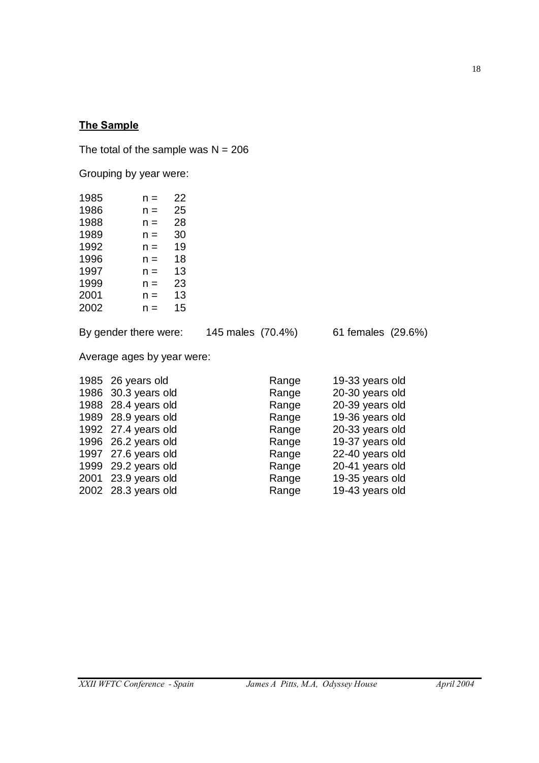**The Sample**

The total of the sample was N = 206

Grouping by year were:

| Year | | |
|---|---|---|
| 1985 | n = | 22 |
| 1986 | n = | 25 |
| 1988 | n = | 28 |
| 1989 | n = | 30 |
| 1992 | n = | 19 |
| 1996 | n = | 18 |
| 1997 | n = | 13 |
| 1999 | n = | 23 |
| 2001 | n = | 13 |
| 2002 | n = | 15 |

By gender there were: 145 males (70.4%) 61 females (29.6%)

Average ages by year were:

| Year | Average age | | Range |
|---|---|---|---|
| 1985 | 26 years old | Range | 19-33 years old |
| 1986 | 30.3 years old | Range | 20-30 years old |
| 1988 | 28.4 years old | Range | 20-39 years old |
| 1989 | 28.9 years old | Range | 19-36 years old |
| 1992 | 27.4 years old | Range | 20-33 years old |
| 1996 | 26.2 years old | Range | 19-37 years old |
| 1997 | 27.6 years old | Range | 22-40 years old |
| 1999 | 29.2 years old | Range | 20-41 years old |
| 2001 | 23.9 years old | Range | 19-35 years old |
| 2002 | 28.3 years old | Range | 19-43 years old |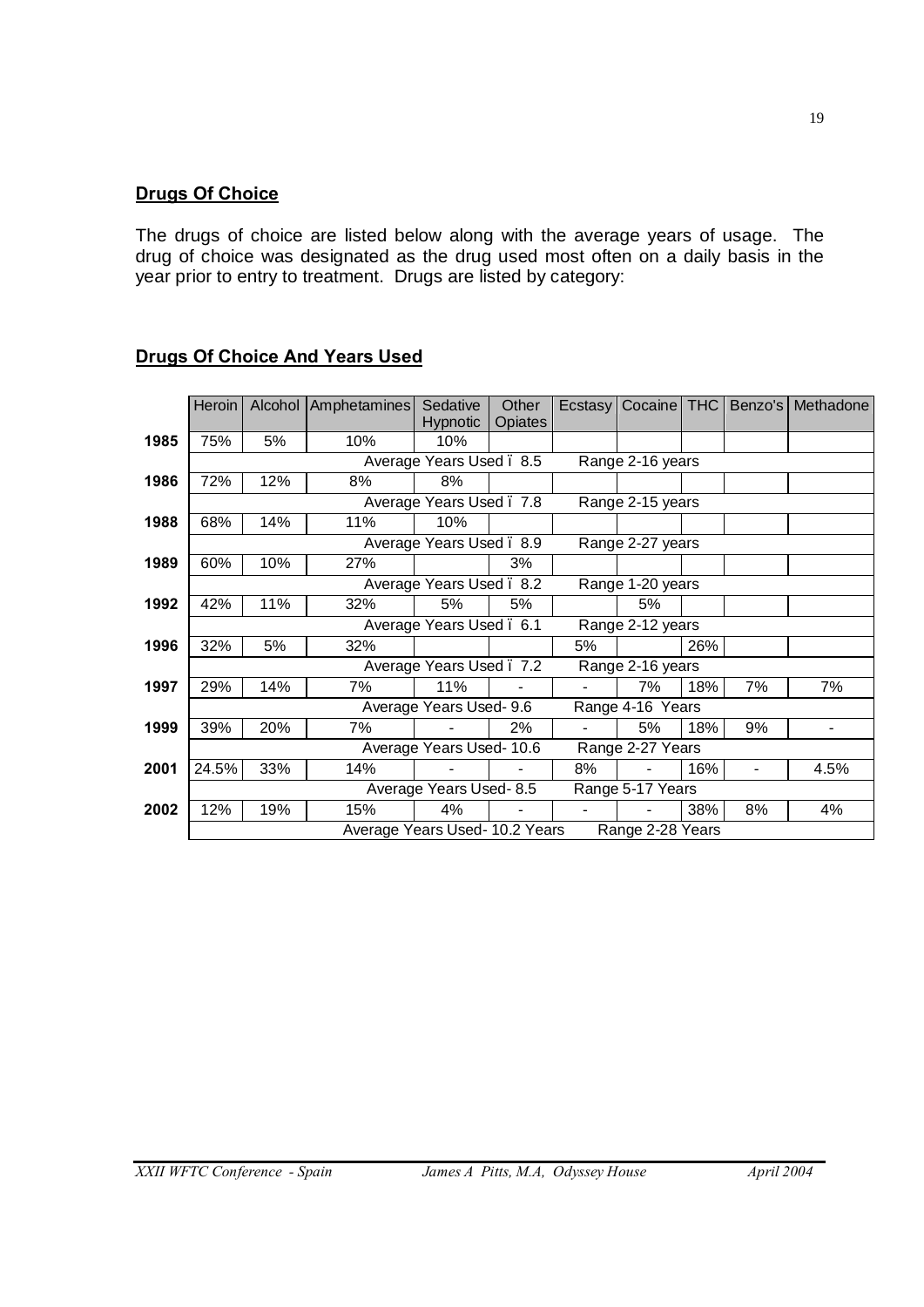## Drugs Of Choice

The drugs of choice are listed below along with the average years of usage. The drug of choice was designated as the drug used most often on a daily basis in the year prior to entry to treatment. Drugs are listed by category:

## Drugs Of Choice And Years Used

| | Heroin | Alcohol | Amphetamines | Sedative Hypnotic | Other Opiates | Ecstasy | Cocaine | THC | Benzo's | Methadone |
|---|---|---|---|---|---|---|---|---|---|---|
| **1985** | 75% | 5% | 10% | 10% | | | | | | |
| | Average Years Used – 8.5 Range 2-16 years | | | | | | | | | |
| **1986** | 72% | 12% | 8% | 8% | | | | | | |
| | Average Years Used – 7.8 Range 2-15 years | | | | | | | | | |
| **1988** | 68% | 14% | 11% | 10% | | | | | | |
| | Average Years Used – 8.9 Range 2-27 years | | | | | | | | | |
| **1989** | 60% | 10% | 27% | | 3% | | | | | |
| | Average Years Used – 8.2 Range 1-20 years | | | | | | | | | |
| **1992** | 42% | 11% | 32% | 5% | 5% | | 5% | | | |
| | Average Years Used – 6.1 Range 2-12 years | | | | | | | | | |
| **1996** | 32% | 5% | 32% | | | 5% | | 26% | | |
| | Average Years Used – 7.2 Range 2-16 years | | | | | | | | | |
| **1997** | 29% | 14% | 7% | 11% | - | - | 7% | 18% | 7% | 7% |
| | Average Years Used- 9.6 Range 4-16 Years | | | | | | | | | |
| **1999** | 39% | 20% | 7% | - | 2% | - | 5% | 18% | 9% | - |
| | Average Years Used- 10.6 Range 2-27 Years | | | | | | | | | |
| **2001** | 24.5% | 33% | 14% | - | - | 8% | - | 16% | - | 4.5% |
| | Average Years Used- 8.5 Range 5-17 Years | | | | | | | | | |
| **2002** | 12% | 19% | 15% | 4% | - | - | - | 38% | 8% | 4% |
| | Average Years Used- 10.2 Years Range 2-28 Years | | | | | | | | | |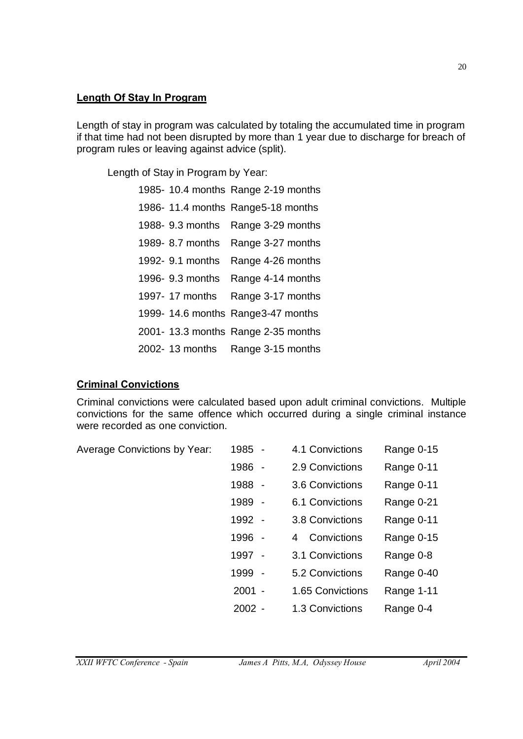**Length Of Stay In Program**

Length of stay in program was calculated by totaling the accumulated time in program if that time had not been disrupted by more than 1 year due to discharge for breach of program rules or leaving against advice (split).

Length of Stay in Program by Year:

1985- 10.4 months Range 2-19 months
1986- 11.4 months Range5-18 months
1988- 9.3 months Range 3-29 months
1989- 8.7 months Range 3-27 months
1992- 9.1 months Range 4-26 months
1996- 9.3 months Range 4-14 months
1997- 17 months Range 3-17 months
1999- 14.6 months Range3-47 months
2001- 13.3 months Range 2-35 months
2002- 13 months Range 3-15 months

**Criminal Convictions**

Criminal convictions were calculated based upon adult criminal convictions. Multiple convictions for the same offence which occurred during a single criminal instance were recorded as one conviction.

Average Convictions by Year:

1985 - 4.1 Convictions Range 0-15
1986 - 2.9 Convictions Range 0-11
1988 - 3.6 Convictions Range 0-11
1989 - 6.1 Convictions Range 0-21
1992 - 3.8 Convictions Range 0-11
1996 - 4 Convictions Range 0-15
1997 - 3.1 Convictions Range 0-8
1999 - 5.2 Convictions Range 0-40
2001 - 1.65 Convictions Range 1-11
2002 - 1.3 Convictions Range 0-4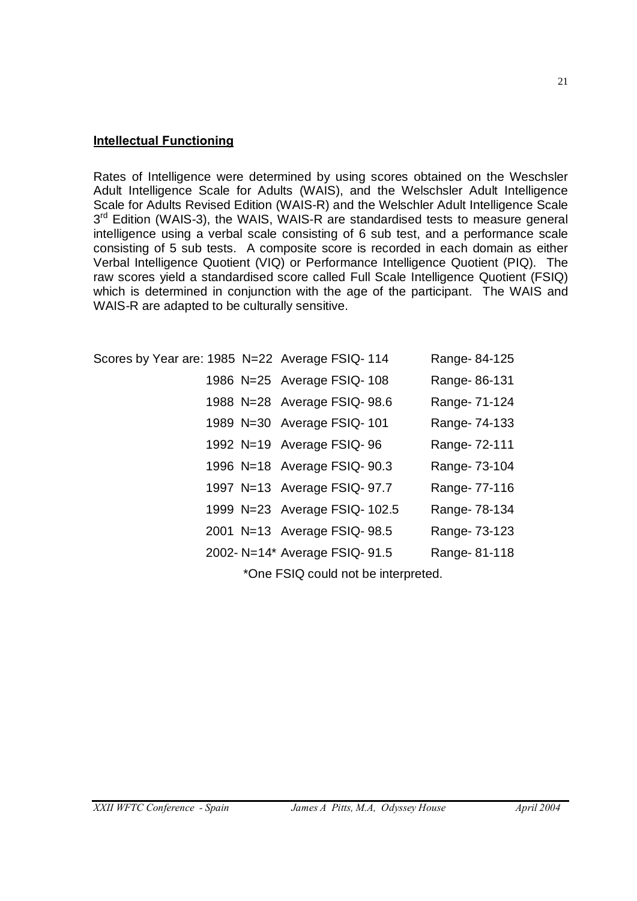**Intellectual Functioning**

Rates of Intelligence were determined by using scores obtained on the Weschsler Adult Intelligence Scale for Adults (WAIS), and the Welschsler Adult Intelligence Scale for Adults Revised Edition (WAIS-R) and the Welschler Adult Intelligence Scale 3rd Edition (WAIS-3), the WAIS, WAIS-R are standardised tests to measure general intelligence using a verbal scale consisting of 6 sub test, and a performance scale consisting of 5 sub tests. A composite score is recorded in each domain as either Verbal Intelligence Quotient (VIQ) or Performance Intelligence Quotient (PIQ). The raw scores yield a standardised score called Full Scale Intelligence Quotient (FSIQ) which is determined in conjunction with the age of the participant. The WAIS and WAIS-R are adapted to be culturally sensitive.

Scores by Year are:

| Year | N | Average FSIQ | Range |
|---|---|---|---|
| 1985 | N=22 | Average FSIQ- 114 | Range- 84-125 |
| 1986 | N=25 | Average FSIQ- 108 | Range- 86-131 |
| 1988 | N=28 | Average FSIQ- 98.6 | Range- 71-124 |
| 1989 | N=30 | Average FSIQ- 101 | Range- 74-133 |
| 1992 | N=19 | Average FSIQ- 96 | Range- 72-111 |
| 1996 | N=18 | Average FSIQ- 90.3 | Range- 73-104 |
| 1997 | N=13 | Average FSIQ- 97.7 | Range- 77-116 |
| 1999 | N=23 | Average FSIQ- 102.5 | Range- 78-134 |
| 2001 | N=13 | Average FSIQ- 98.5 | Range- 73-123 |
| 2002- | N=14* | Average FSIQ- 91.5 | Range- 81-118 |

*One FSIQ could not be interpreted.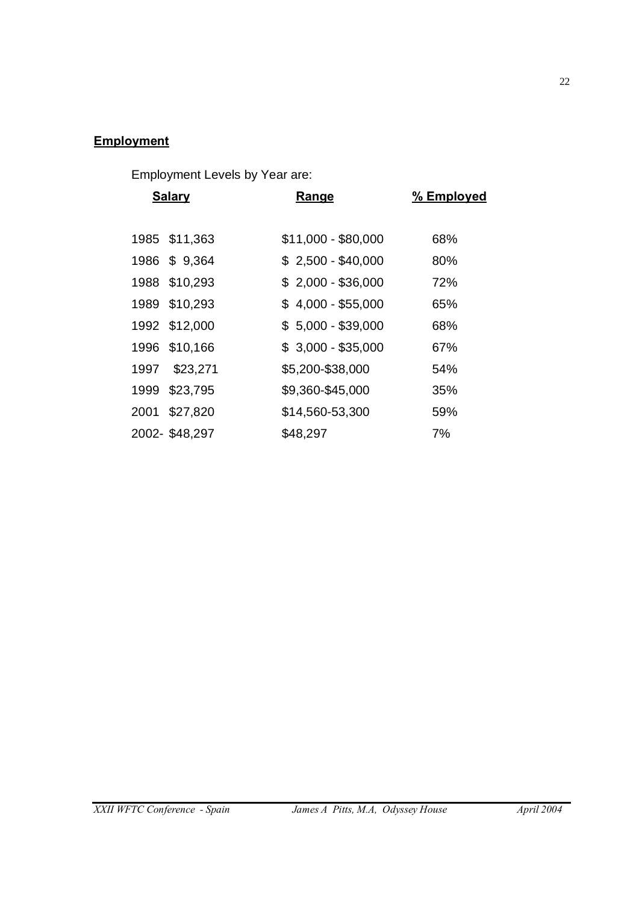**Employment**

Employment Levels by Year are:

| Salary | | Range | % Employed |
|---|---|---|---|
| 1985 | $11,363 | $11,000 - $80,000 | 68% |
| 1986 | $ 9,364 | $ 2,500 - $40,000 | 80% |
| 1988 | $10,293 | $ 2,000 - $36,000 | 72% |
| 1989 | $10,293 | $ 4,000 - $55,000 | 65% |
| 1992 | $12,000 | $ 5,000 - $39,000 | 68% |
| 1996 | $10,166 | $ 3,000 - $35,000 | 67% |
| 1997 | $23,271 | $5,200-$38,000 | 54% |
| 1999 | $23,795 | $9,360-$45,000 | 35% |
| 2001 | $27,820 | $14,560-53,300 | 59% |
| 2002- | $48,297 | $48,297 | 7% |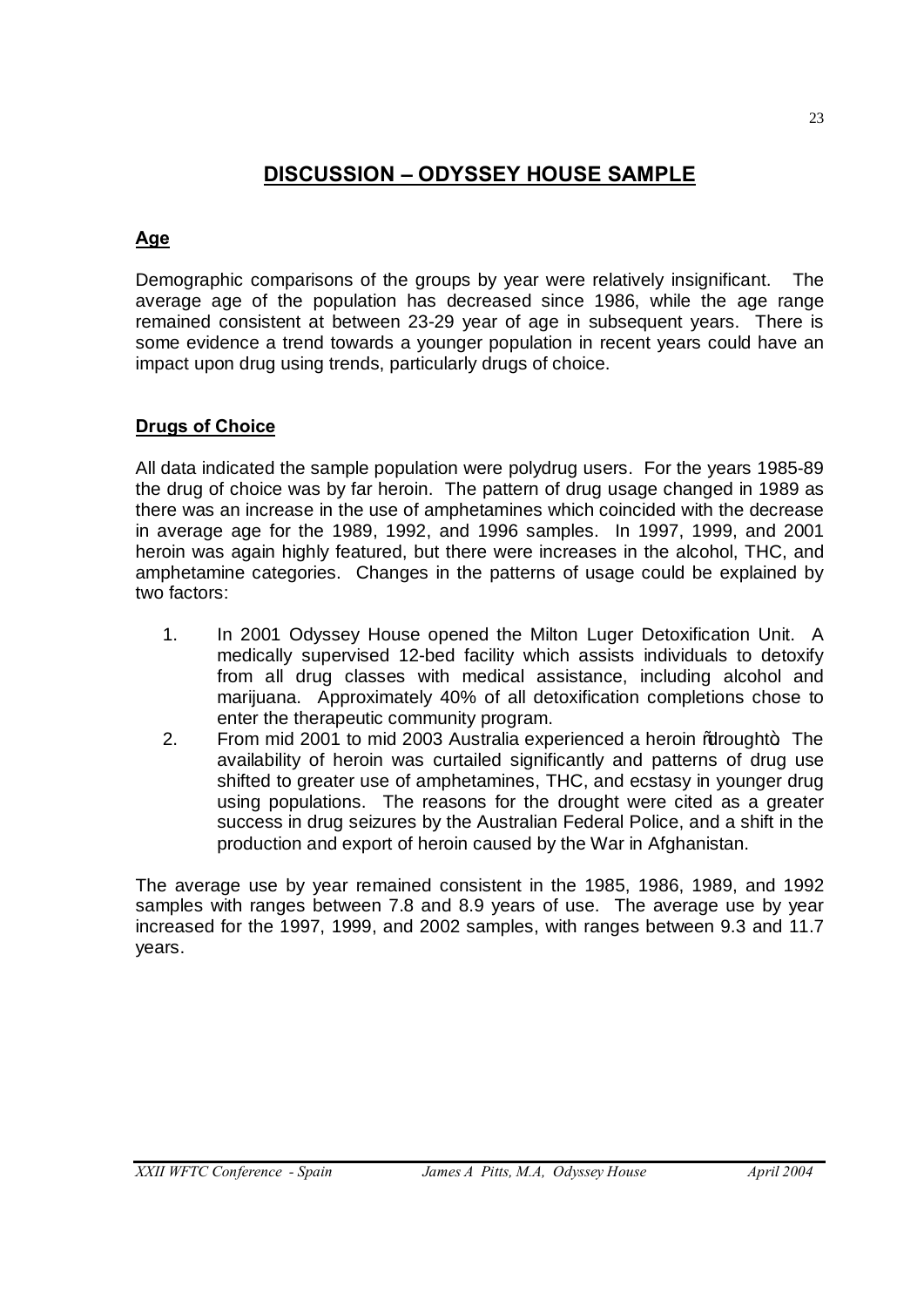# DISCUSSION – ODYSSEY HOUSE SAMPLE

## Age

Demographic comparisons of the groups by year were relatively insignificant. The average age of the population has decreased since 1986, while the age range remained consistent at between 23-29 year of age in subsequent years. There is some evidence a trend towards a younger population in recent years could have an impact upon drug using trends, particularly drugs of choice.

## Drugs of Choice

All data indicated the sample population were polydrug users. For the years 1985-89 the drug of choice was by far heroin. The pattern of drug usage changed in 1989 as there was an increase in the use of amphetamines which coincided with the decrease in average age for the 1989, 1992, and 1996 samples. In 1997, 1999, and 2001 heroin was again highly featured, but there were increases in the alcohol, THC, and amphetamine categories. Changes in the patterns of usage could be explained by two factors:

1. In 2001 Odyssey House opened the Milton Luger Detoxification Unit. A medically supervised 12-bed facility which assists individuals to detoxify from all drug classes with medical assistance, including alcohol and marijuana. Approximately 40% of all detoxification completions chose to enter the therapeutic community program.
2. From mid 2001 to mid 2003 Australia experienced a heroin "drought". The availability of heroin was curtailed significantly and patterns of drug use shifted to greater use of amphetamines, THC, and ecstasy in younger drug using populations. The reasons for the drought were cited as a greater success in drug seizures by the Australian Federal Police, and a shift in the production and export of heroin caused by the War in Afghanistan.

The average use by year remained consistent in the 1985, 1986, 1989, and 1992 samples with ranges between 7.8 and 8.9 years of use. The average use by year increased for the 1997, 1999, and 2002 samples, with ranges between 9.3 and 11.7 years.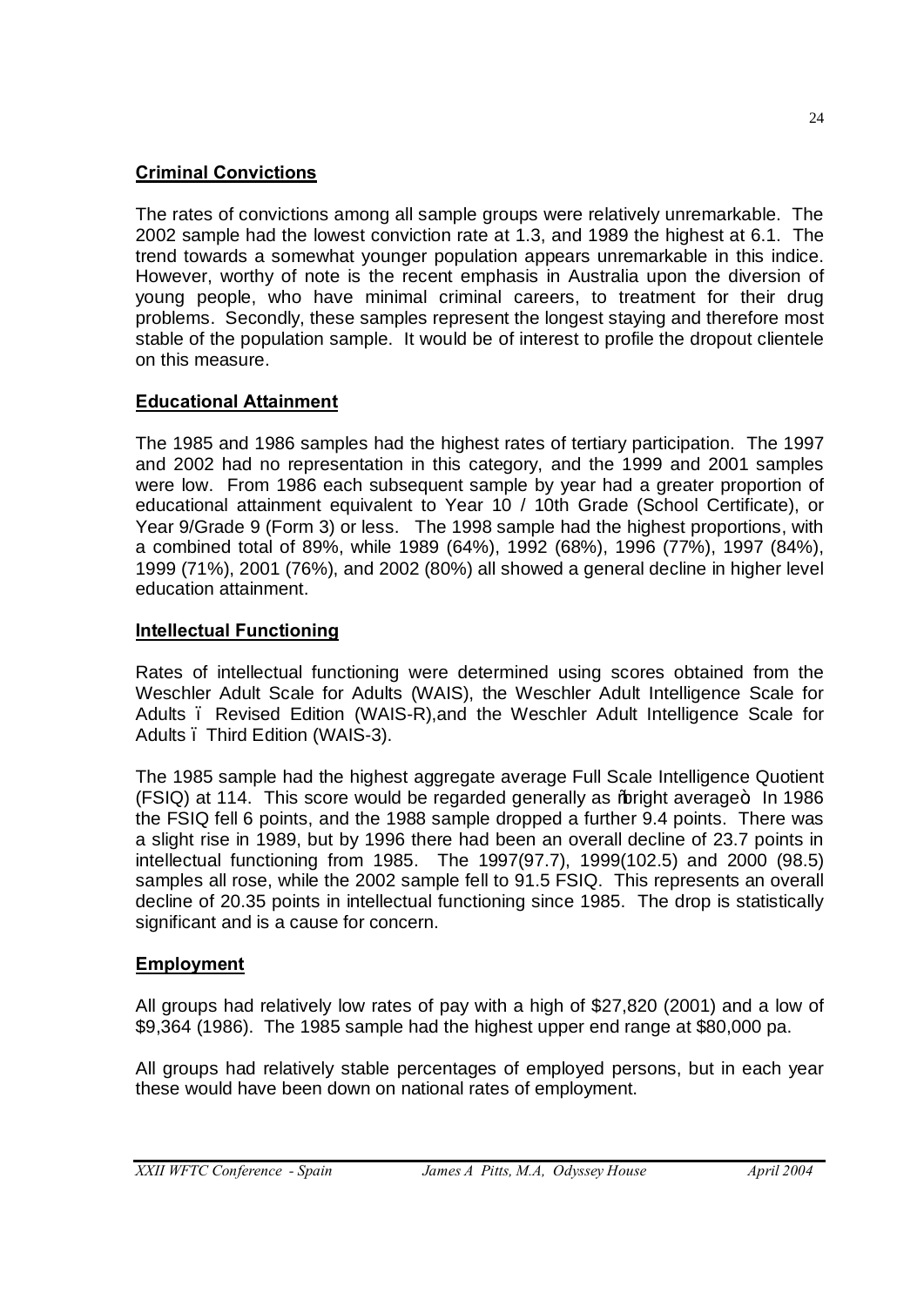## Criminal Convictions

The rates of convictions among all sample groups were relatively unremarkable. The 2002 sample had the lowest conviction rate at 1.3, and 1989 the highest at 6.1. The trend towards a somewhat younger population appears unremarkable in this indice. However, worthy of note is the recent emphasis in Australia upon the diversion of young people, who have minimal criminal careers, to treatment for their drug problems. Secondly, these samples represent the longest staying and therefore most stable of the population sample. It would be of interest to profile the dropout clientele on this measure.

## Educational Attainment

The 1985 and 1986 samples had the highest rates of tertiary participation. The 1997 and 2002 had no representation in this category, and the 1999 and 2001 samples were low. From 1986 each subsequent sample by year had a greater proportion of educational attainment equivalent to Year 10 / 10th Grade (School Certificate), or Year 9/Grade 9 (Form 3) or less. The 1998 sample had the highest proportions, with a combined total of 89%, while 1989 (64%), 1992 (68%), 1996 (77%), 1997 (84%), 1999 (71%), 2001 (76%), and 2002 (80%) all showed a general decline in higher level education attainment.

## Intellectual Functioning

Rates of intellectual functioning were determined using scores obtained from the Weschler Adult Scale for Adults (WAIS), the Weschler Adult Intelligence Scale for Adults – Revised Edition (WAIS-R),and the Weschler Adult Intelligence Scale for Adults – Third Edition (WAIS-3).

The 1985 sample had the highest aggregate average Full Scale Intelligence Quotient (FSIQ) at 114. This score would be regarded generally as "bright average". In 1986 the FSIQ fell 6 points, and the 1988 sample dropped a further 9.4 points. There was a slight rise in 1989, but by 1996 there had been an overall decline of 23.7 points in intellectual functioning from 1985. The 1997(97.7), 1999(102.5) and 2000 (98.5) samples all rose, while the 2002 sample fell to 91.5 FSIQ. This represents an overall decline of 20.35 points in intellectual functioning since 1985. The drop is statistically significant and is a cause for concern.

## Employment

All groups had relatively low rates of pay with a high of $27,820 (2001) and a low of $9,364 (1986). The 1985 sample had the highest upper end range at $80,000 pa.

All groups had relatively stable percentages of employed persons, but in each year these would have been down on national rates of employment.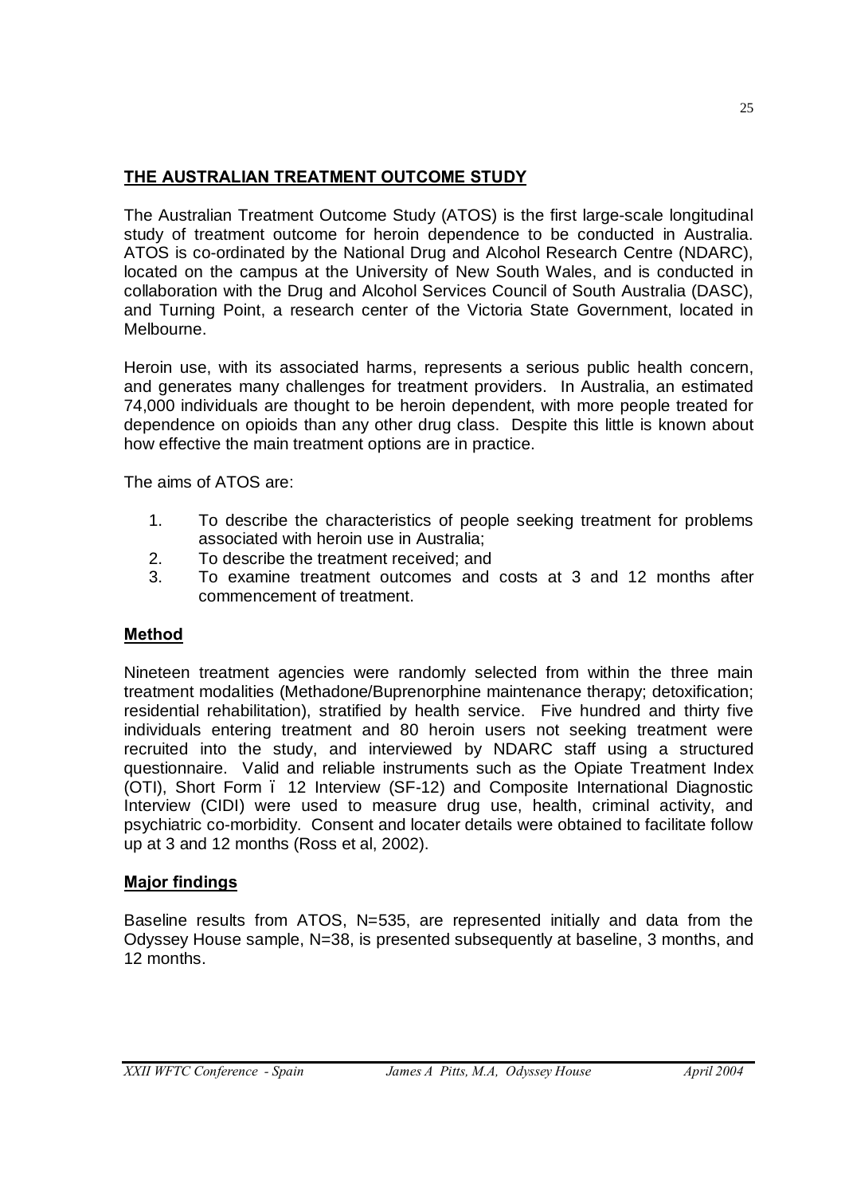## THE AUSTRALIAN TREATMENT OUTCOME STUDY

The Australian Treatment Outcome Study (ATOS) is the first large-scale longitudinal study of treatment outcome for heroin dependence to be conducted in Australia. ATOS is co-ordinated by the National Drug and Alcohol Research Centre (NDARC), located on the campus at the University of New South Wales, and is conducted in collaboration with the Drug and Alcohol Services Council of South Australia (DASC), and Turning Point, a research center of the Victoria State Government, located in Melbourne.

Heroin use, with its associated harms, represents a serious public health concern, and generates many challenges for treatment providers. In Australia, an estimated 74,000 individuals are thought to be heroin dependent, with more people treated for dependence on opioids than any other drug class. Despite this little is known about how effective the main treatment options are in practice.

The aims of ATOS are:

1. To describe the characteristics of people seeking treatment for problems associated with heroin use in Australia;
2. To describe the treatment received; and
3. To examine treatment outcomes and costs at 3 and 12 months after commencement of treatment.

### Method

Nineteen treatment agencies were randomly selected from within the three main treatment modalities (Methadone/Buprenorphine maintenance therapy; detoxification; residential rehabilitation), stratified by health service. Five hundred and thirty five individuals entering treatment and 80 heroin users not seeking treatment were recruited into the study, and interviewed by NDARC staff using a structured questionnaire. Valid and reliable instruments such as the Opiate Treatment Index (OTI), Short Form – 12 Interview (SF-12) and Composite International Diagnostic Interview (CIDI) were used to measure drug use, health, criminal activity, and psychiatric co-morbidity. Consent and locater details were obtained to facilitate follow up at 3 and 12 months (Ross et al, 2002).

### Major findings

Baseline results from ATOS, N=535, are represented initially and data from the Odyssey House sample, N=38, is presented subsequently at baseline, 3 months, and 12 months.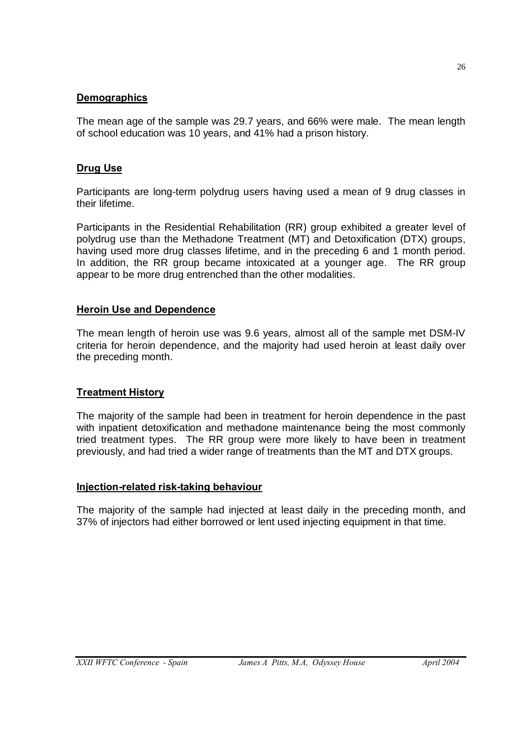## Demographics

The mean age of the sample was 29.7 years, and 66% were male. The mean length of school education was 10 years, and 41% had a prison history.

## Drug Use

Participants are long-term polydrug users having used a mean of 9 drug classes in their lifetime.

Participants in the Residential Rehabilitation (RR) group exhibited a greater level of polydrug use than the Methadone Treatment (MT) and Detoxification (DTX) groups, having used more drug classes lifetime, and in the preceding 6 and 1 month period. In addition, the RR group became intoxicated at a younger age. The RR group appear to be more drug entrenched than the other modalities.

## Heroin Use and Dependence

The mean length of heroin use was 9.6 years, almost all of the sample met DSM-IV criteria for heroin dependence, and the majority had used heroin at least daily over the preceding month.

## Treatment History

The majority of the sample had been in treatment for heroin dependence in the past with inpatient detoxification and methadone maintenance being the most commonly tried treatment types. The RR group were more likely to have been in treatment previously, and had tried a wider range of treatments than the MT and DTX groups.

## Injection-related risk-taking behaviour

The majority of the sample had injected at least daily in the preceding month, and 37% of injectors had either borrowed or lent used injecting equipment in that time.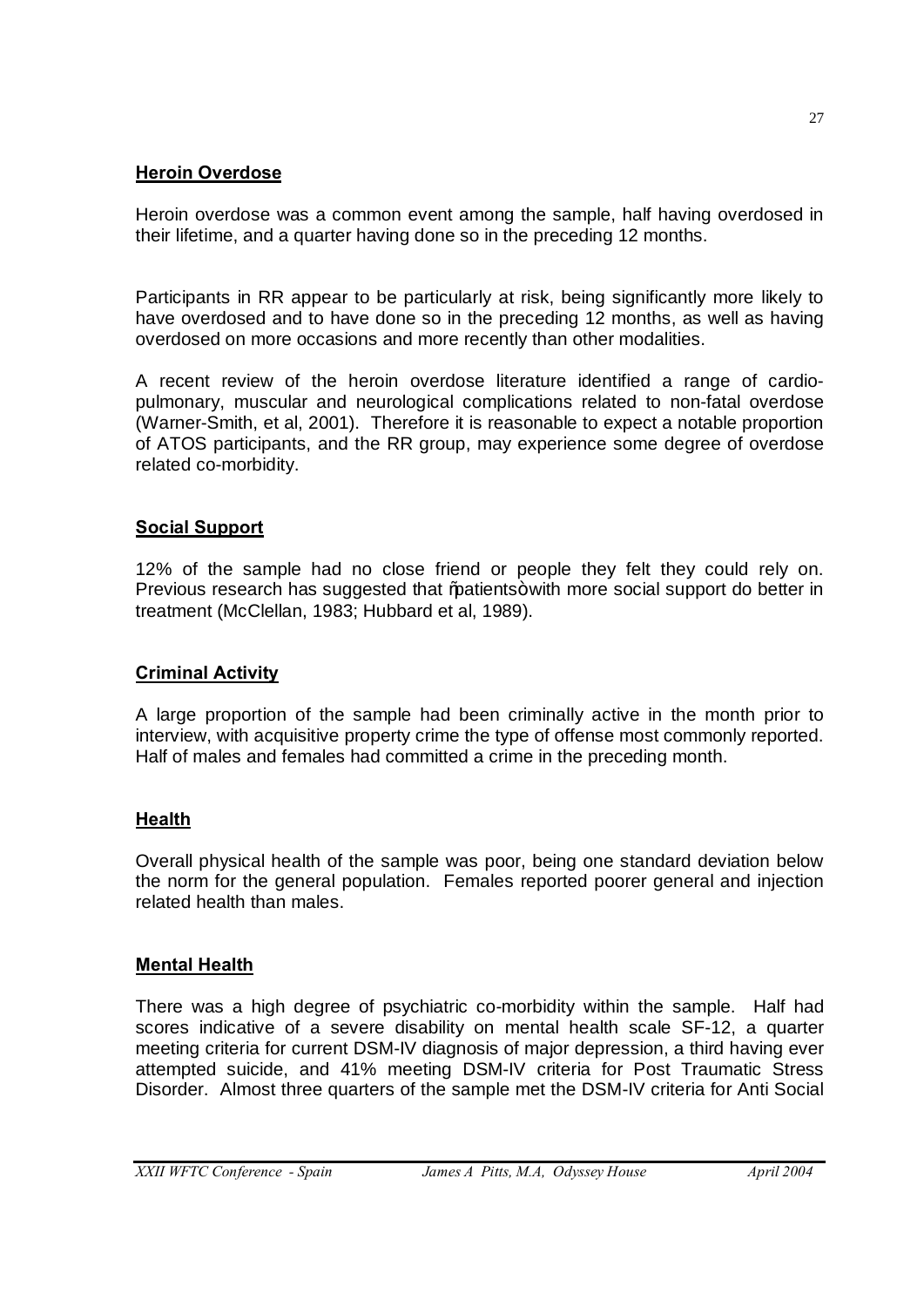**Heroin Overdose**

Heroin overdose was a common event among the sample, half having overdosed in their lifetime, and a quarter having done so in the preceding 12 months.

Participants in RR appear to be particularly at risk, being significantly more likely to have overdosed and to have done so in the preceding 12 months, as well as having overdosed on more occasions and more recently than other modalities.

A recent review of the heroin overdose literature identified a range of cardio-pulmonary, muscular and neurological complications related to non-fatal overdose (Warner-Smith, et al, 2001). Therefore it is reasonable to expect a notable proportion of ATOS participants, and the RR group, may experience some degree of overdose related co-morbidity.

**Social Support**

12% of the sample had no close friend or people they felt they could rely on. Previous research has suggested that "patients" with more social support do better in treatment (McClellan, 1983; Hubbard et al, 1989).

**Criminal Activity**

A large proportion of the sample had been criminally active in the month prior to interview, with acquisitive property crime the type of offense most commonly reported. Half of males and females had committed a crime in the preceding month.

**Health**

Overall physical health of the sample was poor, being one standard deviation below the norm for the general population. Females reported poorer general and injection related health than males.

**Mental Health**

There was a high degree of psychiatric co-morbidity within the sample. Half had scores indicative of a severe disability on mental health scale SF-12, a quarter meeting criteria for current DSM-IV diagnosis of major depression, a third having ever attempted suicide, and 41% meeting DSM-IV criteria for Post Traumatic Stress Disorder. Almost three quarters of the sample met the DSM-IV criteria for Anti Social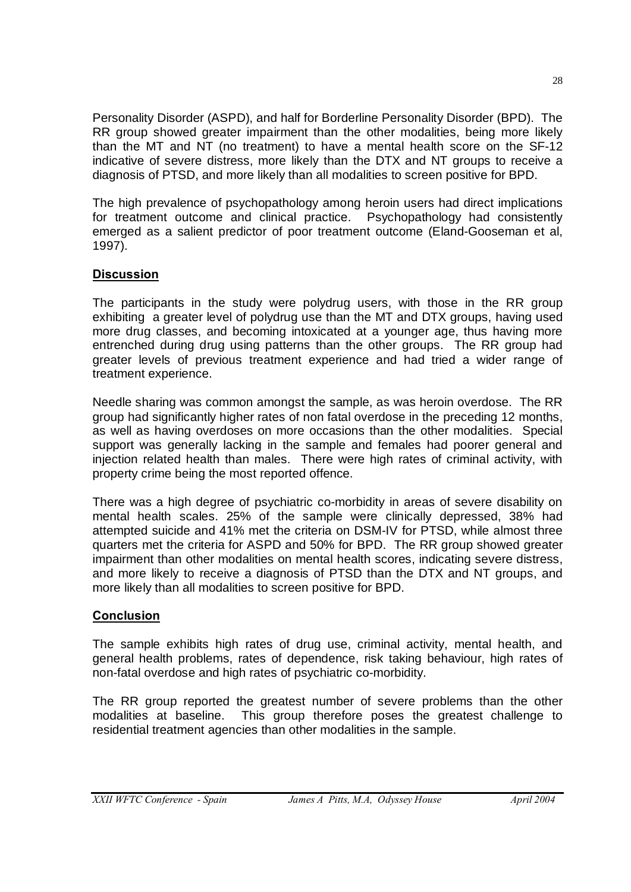Personality Disorder (ASPD), and half for Borderline Personality Disorder (BPD). The RR group showed greater impairment than the other modalities, being more likely than the MT and NT (no treatment) to have a mental health score on the SF-12 indicative of severe distress, more likely than the DTX and NT groups to receive a diagnosis of PTSD, and more likely than all modalities to screen positive for BPD.

The high prevalence of psychopathology among heroin users had direct implications for treatment outcome and clinical practice. Psychopathology had consistently emerged as a salient predictor of poor treatment outcome (Eland-Gooseman et al, 1997).

## Discussion

The participants in the study were polydrug users, with those in the RR group exhibiting a greater level of polydrug use than the MT and DTX groups, having used more drug classes, and becoming intoxicated at a younger age, thus having more entrenched during drug using patterns than the other groups. The RR group had greater levels of previous treatment experience and had tried a wider range of treatment experience.

Needle sharing was common amongst the sample, as was heroin overdose. The RR group had significantly higher rates of non fatal overdose in the preceding 12 months, as well as having overdoses on more occasions than the other modalities. Special support was generally lacking in the sample and females had poorer general and injection related health than males. There were high rates of criminal activity, with property crime being the most reported offence.

There was a high degree of psychiatric co-morbidity in areas of severe disability on mental health scales. 25% of the sample were clinically depressed, 38% had attempted suicide and 41% met the criteria on DSM-IV for PTSD, while almost three quarters met the criteria for ASPD and 50% for BPD. The RR group showed greater impairment than other modalities on mental health scores, indicating severe distress, and more likely to receive a diagnosis of PTSD than the DTX and NT groups, and more likely than all modalities to screen positive for BPD.

## Conclusion

The sample exhibits high rates of drug use, criminal activity, mental health, and general health problems, rates of dependence, risk taking behaviour, high rates of non-fatal overdose and high rates of psychiatric co-morbidity.

The RR group reported the greatest number of severe problems than the other modalities at baseline. This group therefore poses the greatest challenge to residential treatment agencies than other modalities in the sample.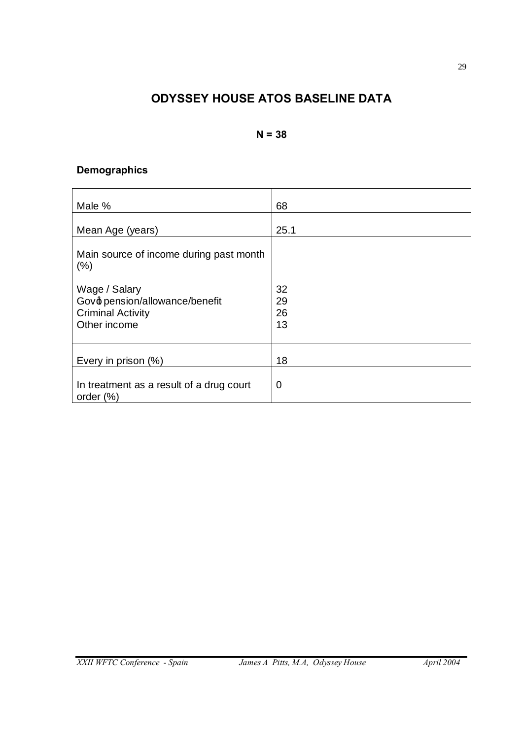## ODYSSEY HOUSE ATOS BASELINE DATA

**N = 38**

### Demographics

| | |
|---|---|
| Male % | 68 |
| Mean Age (years) | 25.1 |
| Main source of income during past month (%) | |
| Wage / Salary | 32 |
| Gov� pension/allowance/benefit | 29 |
| Criminal Activity | 26 |
| Other income | 13 |
| Every in prison (%) | 18 |
| In treatment as a result of a drug court order (%) | 0 |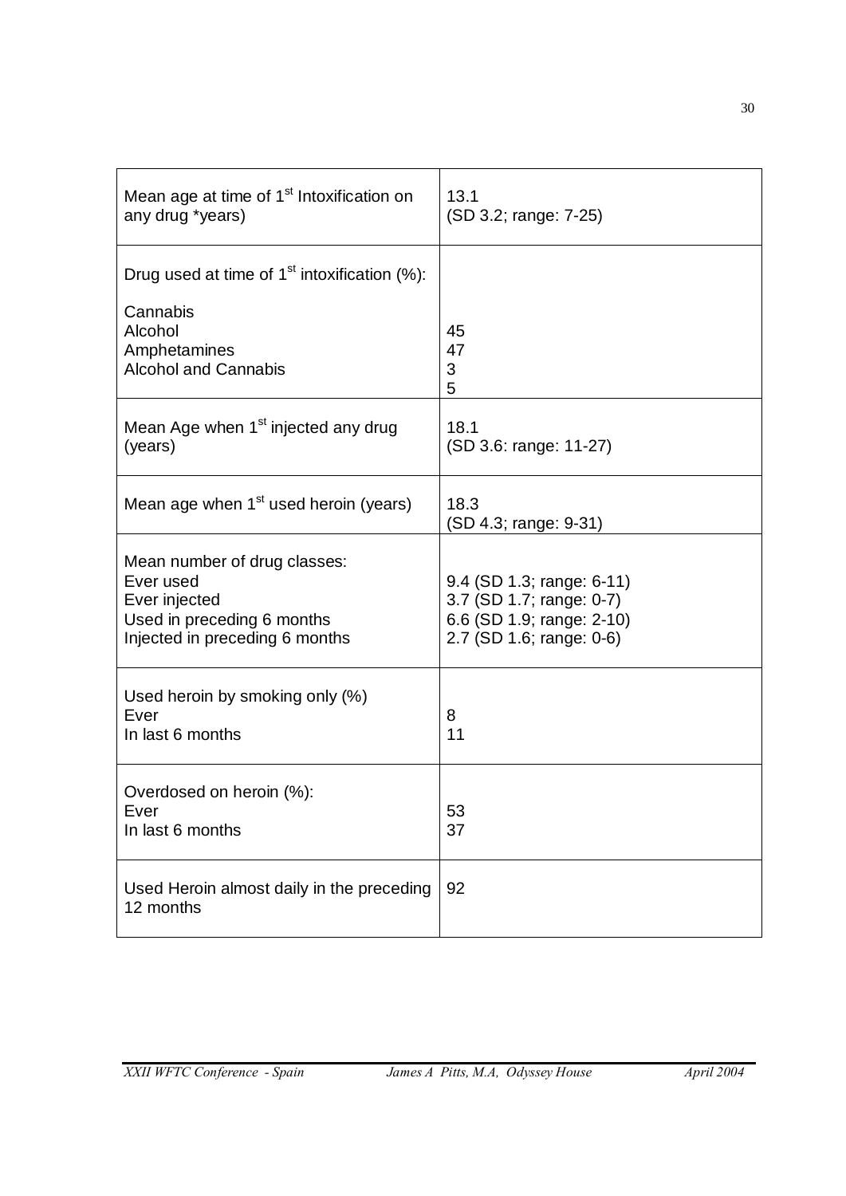| | |
|---|---|
| Mean age at time of 1st Intoxification on any drug *years) | 13.1<br>(SD 3.2; range: 7-25) |
| Drug used at time of 1st intoxification (%):<br><br>Cannabis<br>Alcohol<br>Amphetamines<br>Alcohol and Cannabis | <br><br><br>45<br>47<br>3<br>5 |
| Mean Age when 1st injected any drug (years) | 18.1<br>(SD 3.6: range: 11-27) |
| Mean age when 1st used heroin (years) | 18.3<br>(SD 4.3; range: 9-31) |
| Mean number of drug classes:<br>Ever used<br>Ever injected<br>Used in preceding 6 months<br>Injected in preceding 6 months | <br>9.4 (SD 1.3; range: 6-11)<br>3.7 (SD 1.7; range: 0-7)<br>6.6 (SD 1.9; range: 2-10)<br>2.7 (SD 1.6; range: 0-6) |
| Used heroin by smoking only (%)<br>Ever<br>In last 6 months | <br>8<br>11 |
| Overdosed on heroin (%):<br>Ever<br>In last 6 months | <br>53<br>37 |
| Used Heroin almost daily in the preceding 12 months | 92 |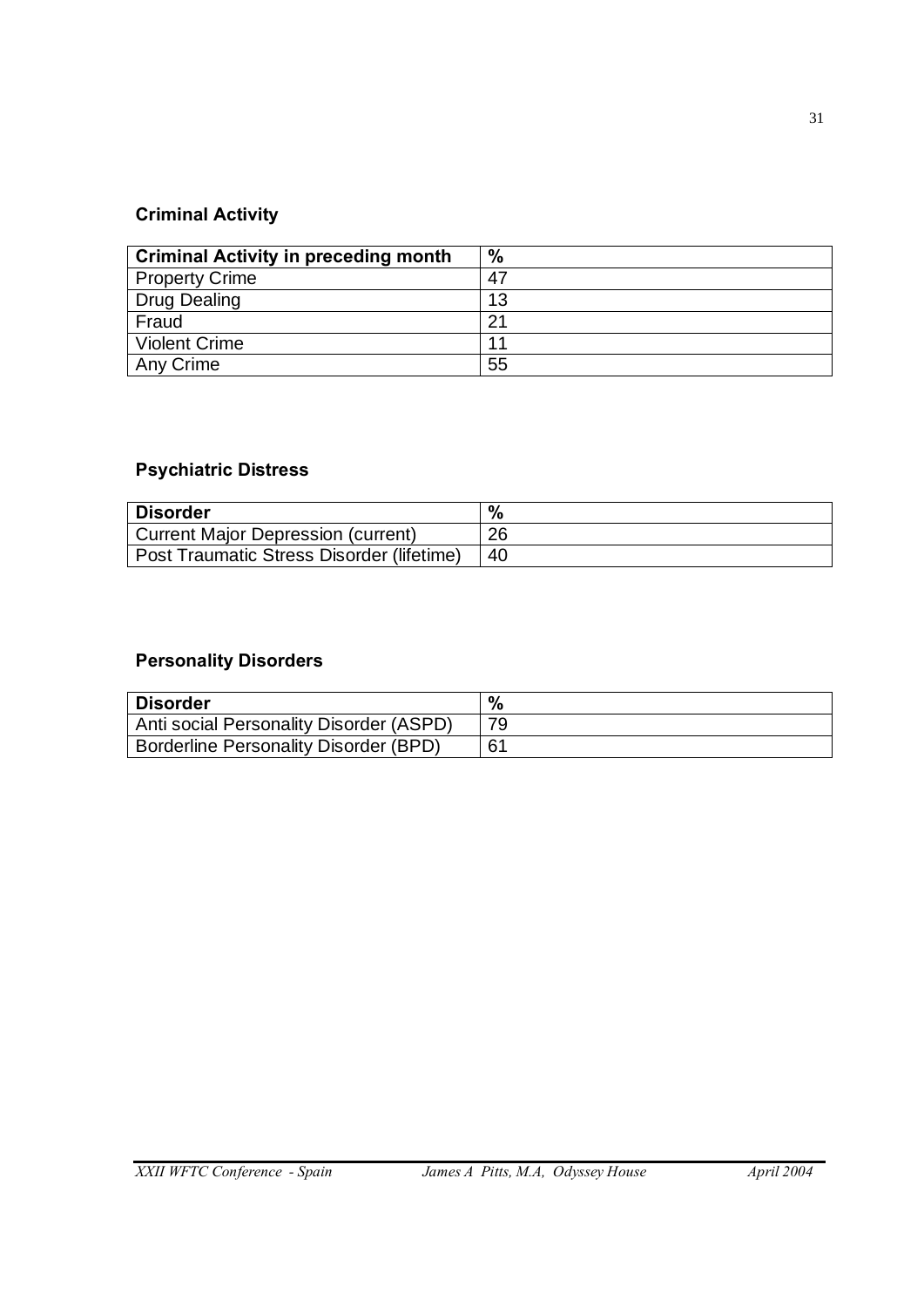### Criminal Activity

| Criminal Activity in preceding month | % |
|---|---|
| Property Crime | 47 |
| Drug Dealing | 13 |
| Fraud | 21 |
| Violent Crime | 11 |
| Any Crime | 55 |

### Psychiatric Distress

| Disorder | % |
|---|---|
| Current Major Depression (current) | 26 |
| Post Traumatic Stress Disorder (lifetime) | 40 |

### Personality Disorders

| Disorder | % |
|---|---|
| Anti social Personality Disorder (ASPD) | 79 |
| Borderline Personality Disorder (BPD) | 61 |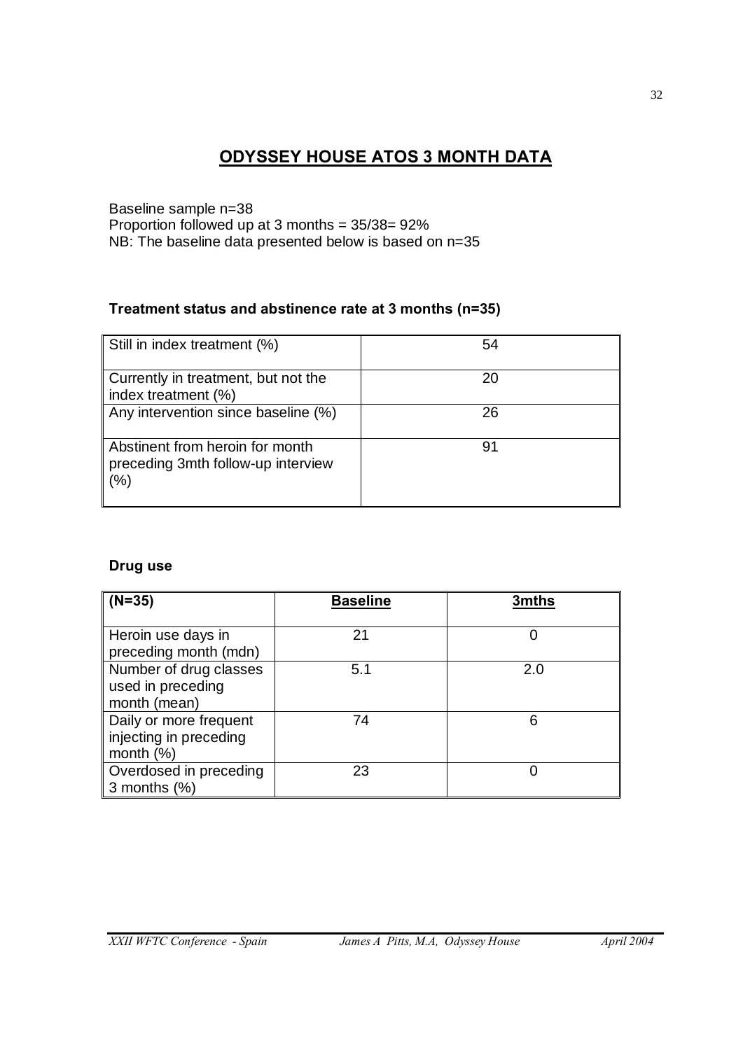# ODYSSEY HOUSE ATOS 3 MONTH DATA

Baseline sample n=38
Proportion followed up at 3 months = 35/38= 92%
NB: The baseline data presented below is based on n=35

### Treatment status and abstinence rate at 3 months (n=35)

| | |
|---|---|
| Still in index treatment (%) | 54 |
| Currently in treatment, but not the index treatment (%) | 20 |
| Any intervention since baseline (%) | 26 |
| Abstinent from heroin for month preceding 3mth follow-up interview (%) | 91 |

### Drug use

| (N=35) | Baseline | 3mths |
|---|---|---|
| Heroin use days in preceding month (mdn) | 21 | 0 |
| Number of drug classes used in preceding month (mean) | 5.1 | 2.0 |
| Daily or more frequent injecting in preceding month (%) | 74 | 6 |
| Overdosed in preceding 3 months (%) | 23 | 0 |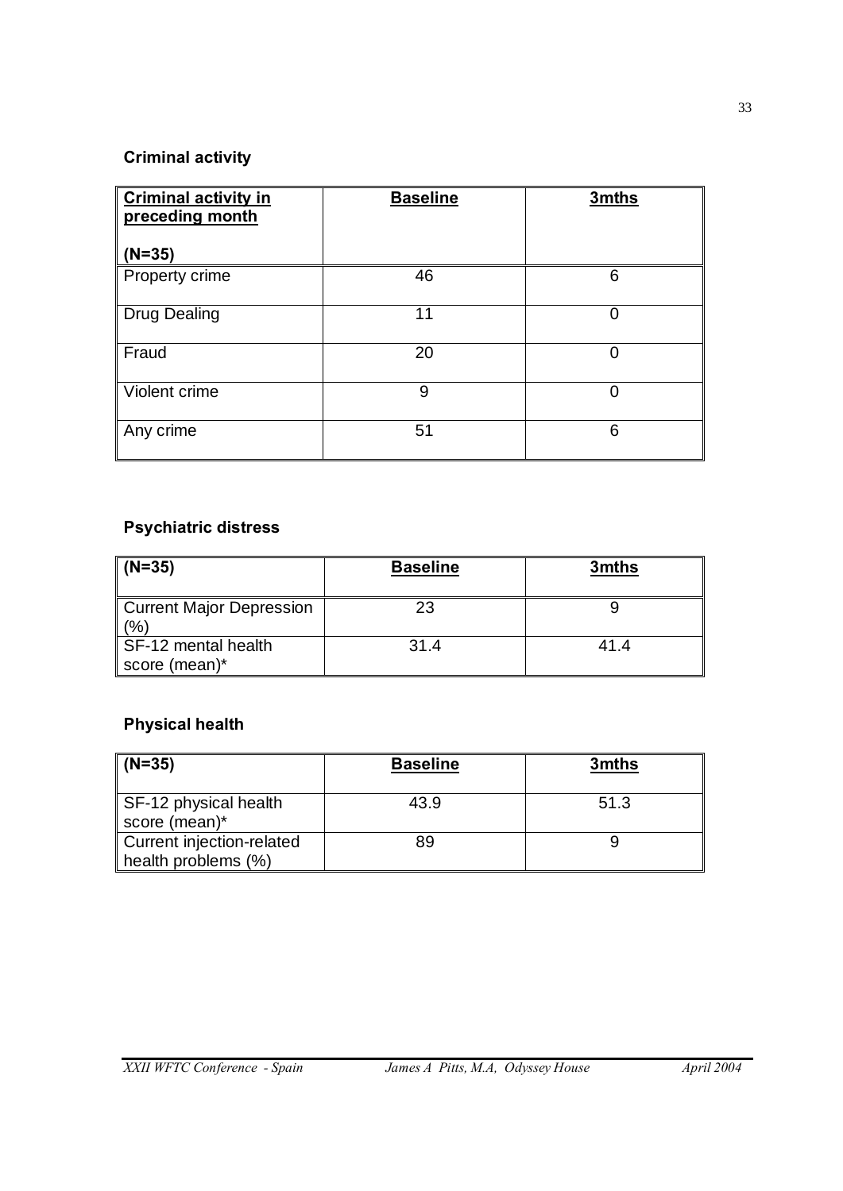### Criminal activity

| **Criminal activity in preceding month** (N=35) | **Baseline** | **3mths** |
|---|---|---|
| Property crime | 46 | 6 |
| Drug Dealing | 11 | 0 |
| Fraud | 20 | 0 |
| Violent crime | 9 | 0 |
| Any crime | 51 | 6 |

### Psychiatric distress

| **(N=35)** | **Baseline** | **3mths** |
|---|---|---|
| Current Major Depression (%) | 23 | 9 |
| SF-12 mental health score (mean)* | 31.4 | 41.4 |

### Physical health

| **(N=35)** | **Baseline** | **3mths** |
|---|---|---|
| SF-12 physical health score (mean)* | 43.9 | 51.3 |
| Current injection-related health problems (%) | 89 | 9 |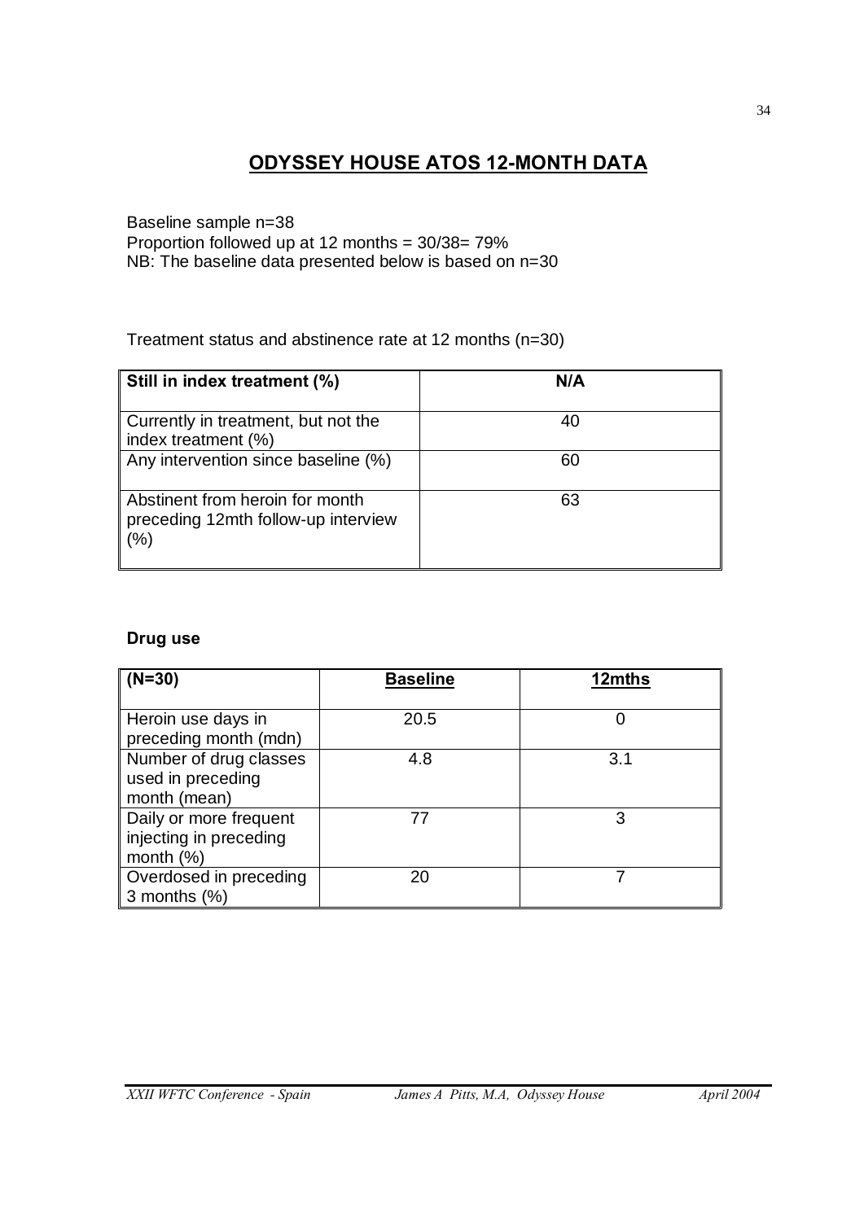# ODYSSEY HOUSE ATOS 12-MONTH DATA

Baseline sample n=38
Proportion followed up at 12 months = 30/38= 79%
NB: The baseline data presented below is based on n=30

Treatment status and abstinence rate at 12 months (n=30)

| **Still in index treatment (%)** | **N/A** |
|---|---|
| Currently in treatment, but not the index treatment (%) | 40 |
| Any intervention since baseline (%) | 60 |
| Abstinent from heroin for month preceding 12mth follow-up interview (%) | 63 |

**Drug use**

| **(N=30)** | **Baseline** | **12mths** |
|---|---|---|
| Heroin use days in preceding month (mdn) | 20.5 | 0 |
| Number of drug classes used in preceding month (mean) | 4.8 | 3.1 |
| Daily or more frequent injecting in preceding month (%) | 77 | 3 |
| Overdosed in preceding 3 months (%) | 20 | 7 |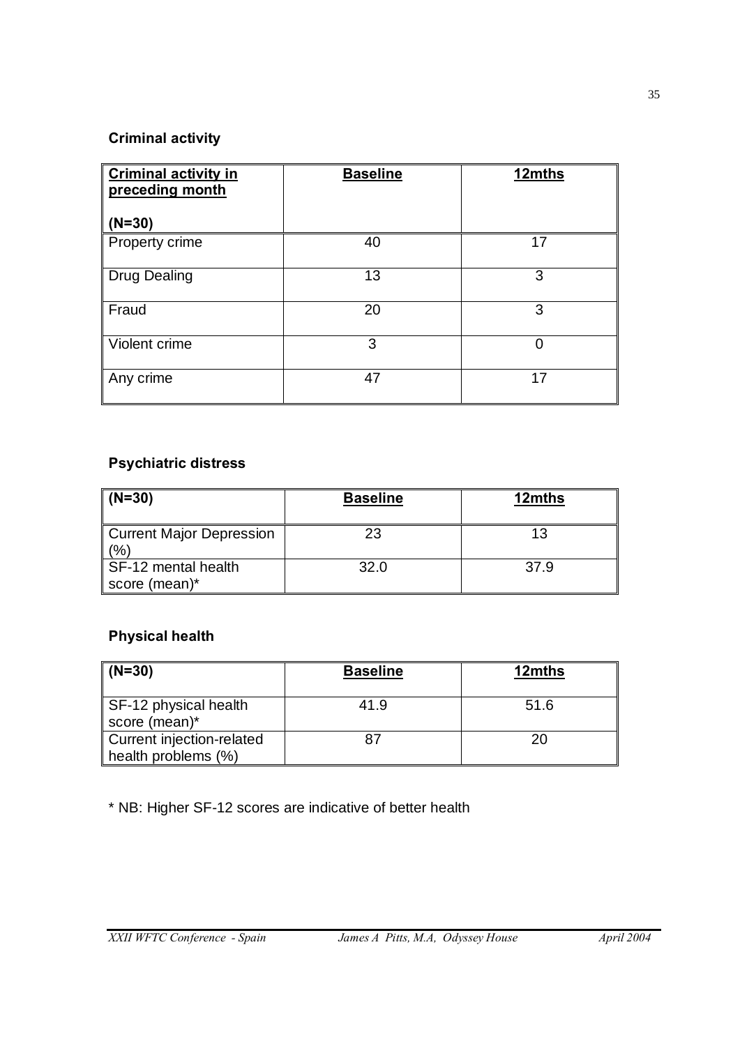### Criminal activity

| Criminal activity in preceding month (N=30) | Baseline | 12mths |
|---|---|---|
| Property crime | 40 | 17 |
| Drug Dealing | 13 | 3 |
| Fraud | 20 | 3 |
| Violent crime | 3 | 0 |
| Any crime | 47 | 17 |

### Psychiatric distress

| (N=30) | Baseline | 12mths |
|---|---|---|
| Current Major Depression (%) | 23 | 13 |
| SF-12 mental health score (mean)* | 32.0 | 37.9 |

### Physical health

| (N=30) | Baseline | 12mths |
|---|---|---|
| SF-12 physical health score (mean)* | 41.9 | 51.6 |
| Current injection-related health problems (%) | 87 | 20 |

* NB: Higher SF-12 scores are indicative of better health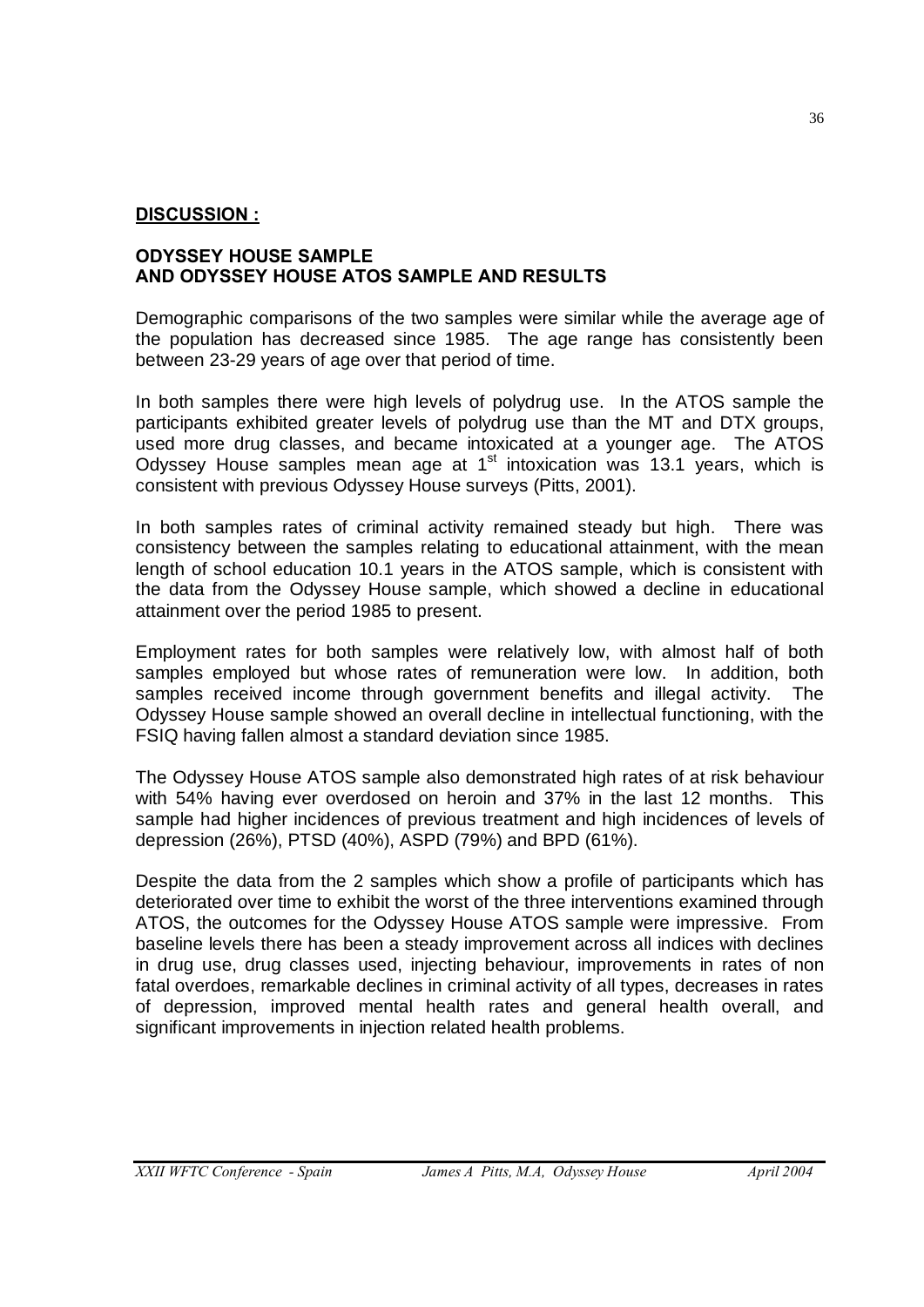## **DISCUSSION :**

### ODYSSEY HOUSE SAMPLE AND ODYSSEY HOUSE ATOS SAMPLE AND RESULTS

Demographic comparisons of the two samples were similar while the average age of the population has decreased since 1985. The age range has consistently been between 23-29 years of age over that period of time.

In both samples there were high levels of polydrug use. In the ATOS sample the participants exhibited greater levels of polydrug use than the MT and DTX groups, used more drug classes, and became intoxicated at a younger age. The ATOS Odyssey House samples mean age at 1st intoxication was 13.1 years, which is consistent with previous Odyssey House surveys (Pitts, 2001).

In both samples rates of criminal activity remained steady but high. There was consistency between the samples relating to educational attainment, with the mean length of school education 10.1 years in the ATOS sample, which is consistent with the data from the Odyssey House sample, which showed a decline in educational attainment over the period 1985 to present.

Employment rates for both samples were relatively low, with almost half of both samples employed but whose rates of remuneration were low. In addition, both samples received income through government benefits and illegal activity. The Odyssey House sample showed an overall decline in intellectual functioning, with the FSIQ having fallen almost a standard deviation since 1985.

The Odyssey House ATOS sample also demonstrated high rates of at risk behaviour with 54% having ever overdosed on heroin and 37% in the last 12 months. This sample had higher incidences of previous treatment and high incidences of levels of depression (26%), PTSD (40%), ASPD (79%) and BPD (61%).

Despite the data from the 2 samples which show a profile of participants which has deteriorated over time to exhibit the worst of the three interventions examined through ATOS, the outcomes for the Odyssey House ATOS sample were impressive. From baseline levels there has been a steady improvement across all indices with declines in drug use, drug classes used, injecting behaviour, improvements in rates of non fatal overdoes, remarkable declines in criminal activity of all types, decreases in rates of depression, improved mental health rates and general health overall, and significant improvements in injection related health problems.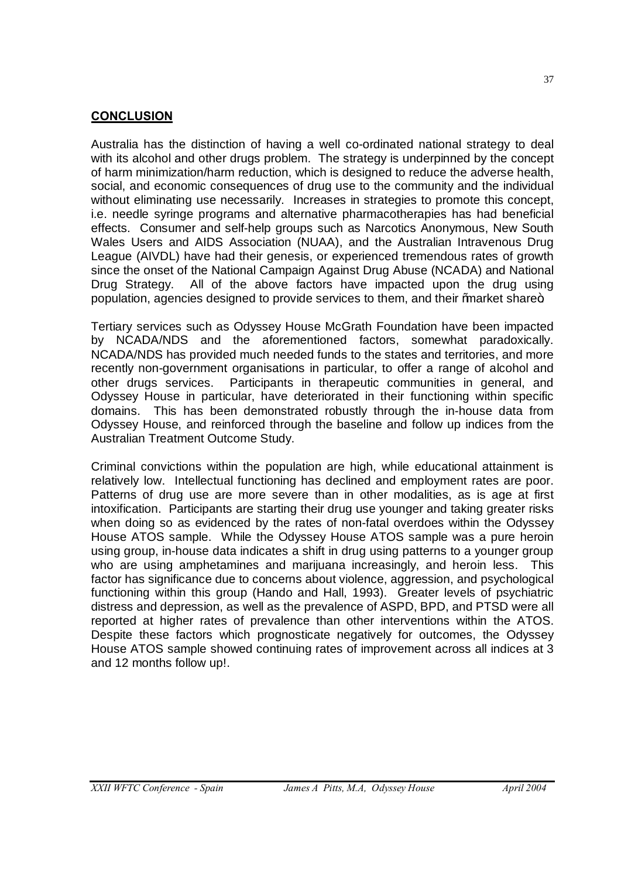## **CONCLUSION**

Australia has the distinction of having a well co-ordinated national strategy to deal with its alcohol and other drugs problem. The strategy is underpinned by the concept of harm minimization/harm reduction, which is designed to reduce the adverse health, social, and economic consequences of drug use to the community and the individual without eliminating use necessarily. Increases in strategies to promote this concept, i.e. needle syringe programs and alternative pharmacotherapies has had beneficial effects. Consumer and self-help groups such as Narcotics Anonymous, New South Wales Users and AIDS Association (NUAA), and the Australian Intravenous Drug League (AIVDL) have had their genesis, or experienced tremendous rates of growth since the onset of the National Campaign Against Drug Abuse (NCADA) and National Drug Strategy. All of the above factors have impacted upon the drug using population, agencies designed to provide services to them, and their "market share".

Tertiary services such as Odyssey House McGrath Foundation have been impacted by NCADA/NDS and the aforementioned factors, somewhat paradoxically. NCADA/NDS has provided much needed funds to the states and territories, and more recently non-government organisations in particular, to offer a range of alcohol and other drugs services. Participants in therapeutic communities in general, and Odyssey House in particular, have deteriorated in their functioning within specific domains. This has been demonstrated robustly through the in-house data from Odyssey House, and reinforced through the baseline and follow up indices from the Australian Treatment Outcome Study.

Criminal convictions within the population are high, while educational attainment is relatively low. Intellectual functioning has declined and employment rates are poor. Patterns of drug use are more severe than in other modalities, as is age at first intoxification. Participants are starting their drug use younger and taking greater risks when doing so as evidenced by the rates of non-fatal overdoes within the Odyssey House ATOS sample. While the Odyssey House ATOS sample was a pure heroin using group, in-house data indicates a shift in drug using patterns to a younger group who are using amphetamines and marijuana increasingly, and heroin less. This factor has significance due to concerns about violence, aggression, and psychological functioning within this group (Hando and Hall, 1993). Greater levels of psychiatric distress and depression, as well as the prevalence of ASPD, BPD, and PTSD were all reported at higher rates of prevalence than other interventions within the ATOS. Despite these factors which prognosticate negatively for outcomes, the Odyssey House ATOS sample showed continuing rates of improvement across all indices at 3 and 12 months follow up!.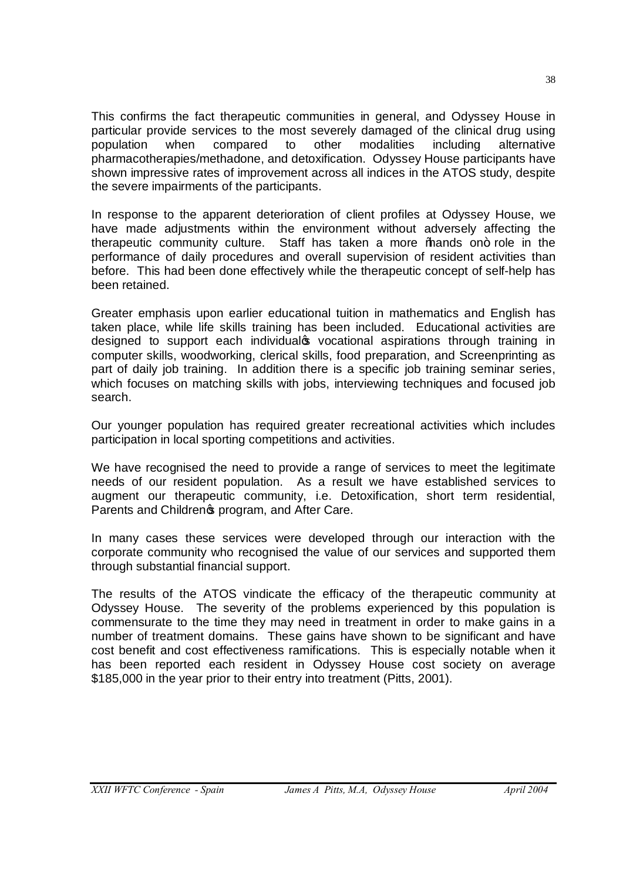This confirms the fact therapeutic communities in general, and Odyssey House in particular provide services to the most severely damaged of the clinical drug using population when compared to other modalities including alternative pharmacotherapies/methadone, and detoxification. Odyssey House participants have shown impressive rates of improvement across all indices in the ATOS study, despite the severe impairments of the participants.

In response to the apparent deterioration of client profiles at Odyssey House, we have made adjustments within the environment without adversely affecting the therapeutic community culture. Staff has taken a more "hands on" role in the performance of daily procedures and overall supervision of resident activities than before. This had been done effectively while the therapeutic concept of self-help has been retained.

Greater emphasis upon earlier educational tuition in mathematics and English has taken place, while life skills training has been included. Educational activities are designed to support each individual's vocational aspirations through training in computer skills, woodworking, clerical skills, food preparation, and Screenprinting as part of daily job training. In addition there is a specific job training seminar series, which focuses on matching skills with jobs, interviewing techniques and focused job search.

Our younger population has required greater recreational activities which includes participation in local sporting competitions and activities.

We have recognised the need to provide a range of services to meet the legitimate needs of our resident population. As a result we have established services to augment our therapeutic community, i.e. Detoxification, short term residential, Parents and Children's program, and After Care.

In many cases these services were developed through our interaction with the corporate community who recognised the value of our services and supported them through substantial financial support.

The results of the ATOS vindicate the efficacy of the therapeutic community at Odyssey House. The severity of the problems experienced by this population is commensurate to the time they may need in treatment in order to make gains in a number of treatment domains. These gains have shown to be significant and have cost benefit and cost effectiveness ramifications. This is especially notable when it has been reported each resident in Odyssey House cost society on average $185,000 in the year prior to their entry into treatment (Pitts, 2001).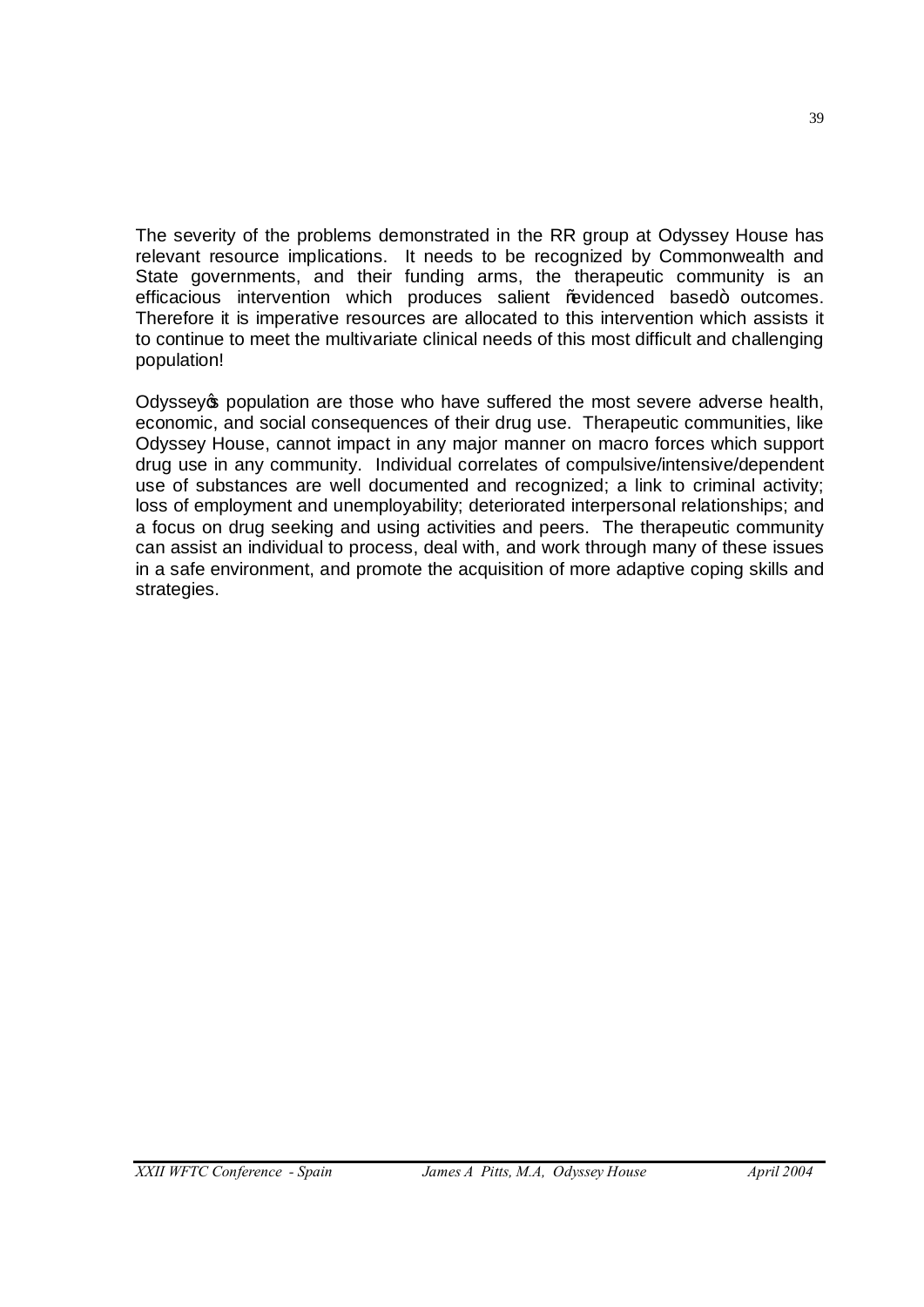The severity of the problems demonstrated in the RR group at Odyssey House has relevant resource implications. It needs to be recognized by Commonwealth and State governments, and their funding arms, the therapeutic community is an efficacious intervention which produces salient "evidenced based" outcomes. Therefore it is imperative resources are allocated to this intervention which assists it to continue to meet the multivariate clinical needs of this most difficult and challenging population!

Odyssey's population are those who have suffered the most severe adverse health, economic, and social consequences of their drug use. Therapeutic communities, like Odyssey House, cannot impact in any major manner on macro forces which support drug use in any community. Individual correlates of compulsive/intensive/dependent use of substances are well documented and recognized; a link to criminal activity; loss of employment and unemployability; deteriorated interpersonal relationships; and a focus on drug seeking and using activities and peers. The therapeutic community can assist an individual to process, deal with, and work through many of these issues in a safe environment, and promote the acquisition of more adaptive coping skills and strategies.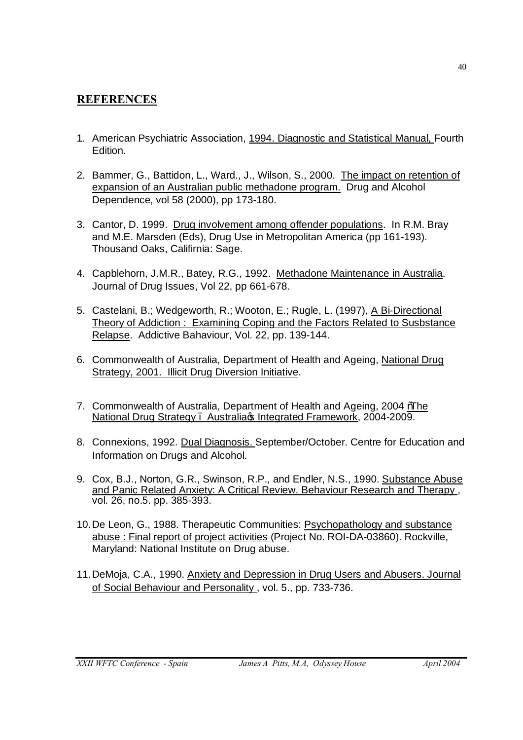## REFERENCES

1. American Psychiatric Association, 1994. Diagnostic and Statistical Manual, Fourth Edition.

2. Bammer, G., Battidon, L., Ward., J., Wilson, S., 2000. The impact on retention of expansion of an Australian public methadone program. Drug and Alcohol Dependence, vol 58 (2000), pp 173-180.

3. Cantor, D. 1999. Drug involvement among offender populations. In R.M. Bray and M.E. Marsden (Eds), Drug Use in Metropolitan America (pp 161-193). Thousand Oaks, Califirnia: Sage.

4. Capblehorn, J.M.R., Batey, R.G., 1992. Methadone Maintenance in Australia. Journal of Drug Issues, Vol 22, pp 661-678.

5. Castelani, B.; Wedgeworth, R.; Wooton, E.; Rugle, L. (1997), A Bi-Directional Theory of Addiction : Examining Coping and the Factors Related to Susbstance Relapse. Addictive Bahaviour, Vol. 22, pp. 139-144.

6. Commonwealth of Australia, Department of Health and Ageing, National Drug Strategy, 2001. Illicit Drug Diversion Initiative.

7. Commonwealth of Australia, Department of Health and Ageing, 2004 "The National Drug Strategy – Australia's Integrated Framework, 2004-2009.

8. Connexions, 1992. Dual Diagnosis. September/October. Centre for Education and Information on Drugs and Alcohol.

9. Cox, B.J., Norton, G.R., Swinson, R.P., and Endler, N.S., 1990. Substance Abuse and Panic Related Anxiety: A Critical Review. Behaviour Research and Therapy , vol. 26, no.5. pp. 385-393.

10. De Leon, G., 1988. Therapeutic Communities: Psychopathology and substance abuse : Final report of project activities (Project No. ROI-DA-03860). Rockville, Maryland: National Institute on Drug abuse.

11. DeMoja, C.A., 1990. Anxiety and Depression in Drug Users and Abusers. Journal of Social Behaviour and Personality , vol. 5., pp. 733-736.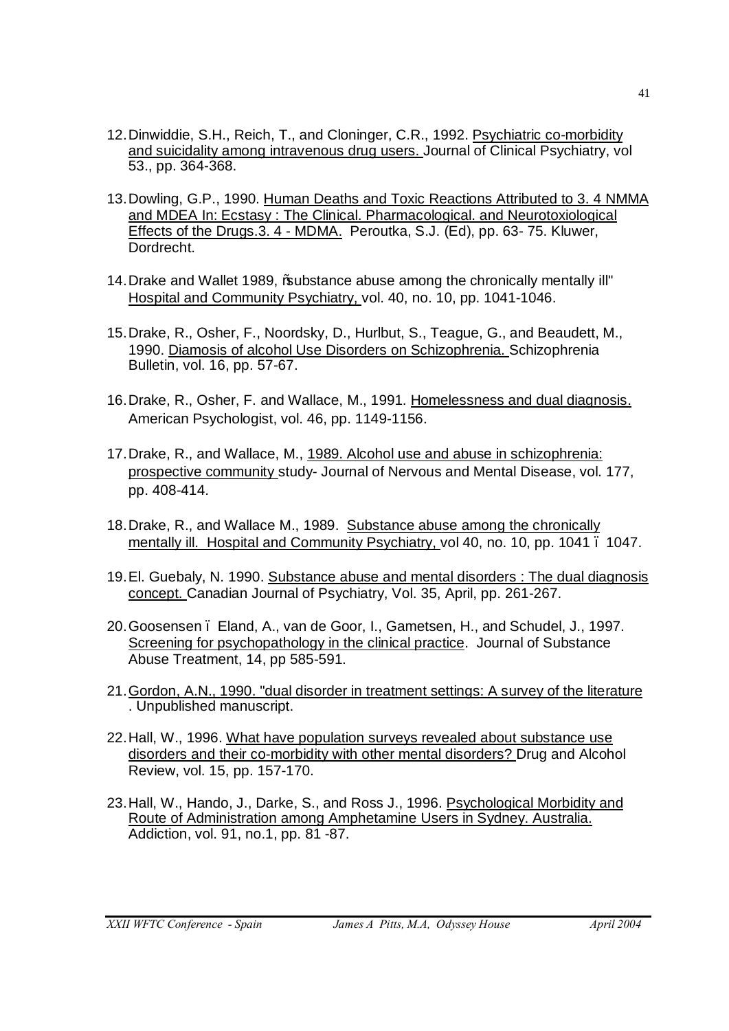12. Dinwiddie, S.H., Reich, T., and Cloninger, C.R., 1992. Psychiatric co-morbidity and suicidality among intravenous drug users. Journal of Clinical Psychiatry, vol 53., pp. 364-368.

13. Dowling, G.P., 1990. Human Deaths and Toxic Reactions Attributed to 3. 4 NMMA and MDEA In: Ecstasy : The Clinical. Pharmacological. and Neurotoxiological Effects of the Drugs.3. 4 - MDMA. Peroutka, S.J. (Ed), pp. 63- 75. Kluwer, Dordrecht.

14. Drake and Wallet 1989, "substance abuse among the chronically mentally ill" Hospital and Community Psychiatry, vol. 40, no. 10, pp. 1041-1046.

15. Drake, R., Osher, F., Noordsky, D., Hurlbut, S., Teague, G., and Beaudett, M., 1990. Diamosis of alcohol Use Disorders on Schizophrenia. Schizophrenia Bulletin, vol. 16, pp. 57-67.

16. Drake, R., Osher, F. and Wallace, M., 1991. Homelessness and dual diagnosis. American Psychologist, vol. 46, pp. 1149-1156.

17. Drake, R., and Wallace, M., 1989. Alcohol use and abuse in schizophrenia: prospective community study- Journal of Nervous and Mental Disease, vol. 177, pp. 408-414.

18. Drake, R., and Wallace M., 1989. Substance abuse among the chronically mentally ill. Hospital and Community Psychiatry, vol 40, no. 10, pp. 1041 – 1047.

19. El. Guebaly, N. 1990. Substance abuse and mental disorders : The dual diagnosis concept. Canadian Journal of Psychiatry, Vol. 35, April, pp. 261-267.

20. Goosensen – Eland, A., van de Goor, I., Gametsen, H., and Schudel, J., 1997. Screening for psychopathology in the clinical practice. Journal of Substance Abuse Treatment, 14, pp 585-591.

21. Gordon, A.N., 1990. "dual disorder in treatment settings: A survey of the literature . Unpublished manuscript.

22. Hall, W., 1996. What have population surveys revealed about substance use disorders and their co-morbidity with other mental disorders? Drug and Alcohol Review, vol. 15, pp. 157-170.

23. Hall, W., Hando, J., Darke, S., and Ross J., 1996. Psychological Morbidity and Route of Administration among Amphetamine Users in Sydney. Australia. Addiction, vol. 91, no.1, pp. 81 -87.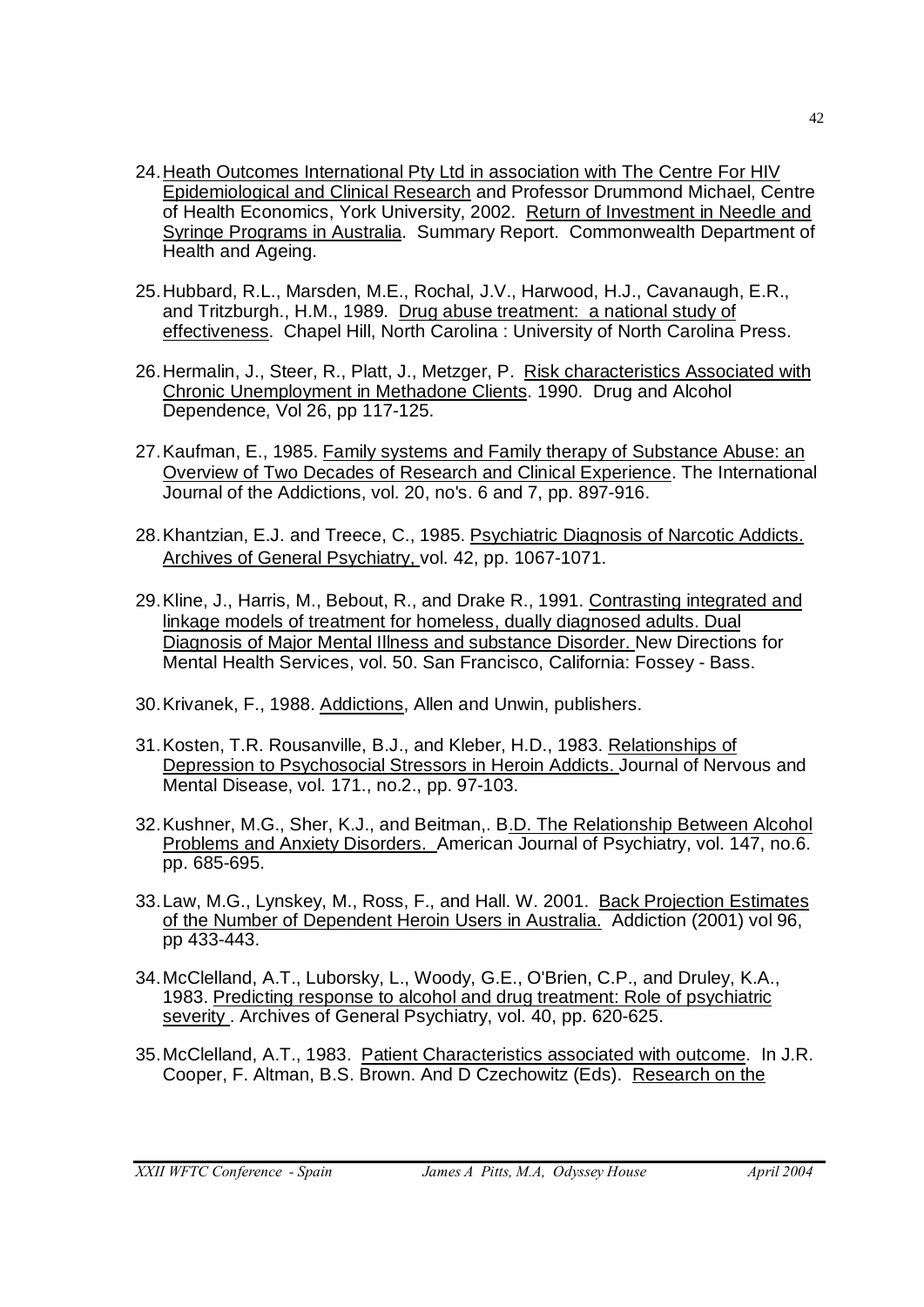24. Heath Outcomes International Pty Ltd in association with The Centre For HIV Epidemiological and Clinical Research and Professor Drummond Michael, Centre of Health Economics, York University, 2002. Return of Investment in Needle and Syringe Programs in Australia. Summary Report. Commonwealth Department of Health and Ageing.

25. Hubbard, R.L., Marsden, M.E., Rochal, J.V., Harwood, H.J., Cavanaugh, E.R., and Tritzburgh., H.M., 1989. Drug abuse treatment: a national study of effectiveness. Chapel Hill, North Carolina : University of North Carolina Press.

26. Hermalin, J., Steer, R., Platt, J., Metzger, P. Risk characteristics Associated with Chronic Unemployment in Methadone Clients. 1990. Drug and Alcohol Dependence, Vol 26, pp 117-125.

27. Kaufman, E., 1985. Family systems and Family therapy of Substance Abuse: an Overview of Two Decades of Research and Clinical Experience. The International Journal of the Addictions, vol. 20, no's. 6 and 7, pp. 897-916.

28. Khantzian, E.J. and Treece, C., 1985. Psychiatric Diagnosis of Narcotic Addicts. Archives of General Psychiatry, vol. 42, pp. 1067-1071.

29. Kline, J., Harris, M., Bebout, R., and Drake R., 1991. Contrasting integrated and linkage models of treatment for homeless, dually diagnosed adults. Dual Diagnosis of Major Mental Illness and substance Disorder. New Directions for Mental Health Services, vol. 50. San Francisco, California: Fossey - Bass.

30. Krivanek, F., 1988. Addictions, Allen and Unwin, publishers.

31. Kosten, T.R. Rousanville, B.J., and Kleber, H.D., 1983. Relationships of Depression to Psychosocial Stressors in Heroin Addicts. Journal of Nervous and Mental Disease, vol. 171., no.2., pp. 97-103.

32. Kushner, M.G., Sher, K.J., and Beitman,. B.D. The Relationship Between Alcohol Problems and Anxiety Disorders. American Journal of Psychiatry, vol. 147, no.6. pp. 685-695.

33. Law, M.G., Lynskey, M., Ross, F., and Hall. W. 2001. Back Projection Estimates of the Number of Dependent Heroin Users in Australia. Addiction (2001) vol 96, pp 433-443.

34. McClelland, A.T., Luborsky, L., Woody, G.E., O'Brien, C.P., and Druley, K.A., 1983. Predicting response to alcohol and drug treatment: Role of psychiatric severity . Archives of General Psychiatry, vol. 40, pp. 620-625.

35. McClelland, A.T., 1983. Patient Characteristics associated with outcome. In J.R. Cooper, F. Altman, B.S. Brown. And D Czechowitz (Eds). Research on the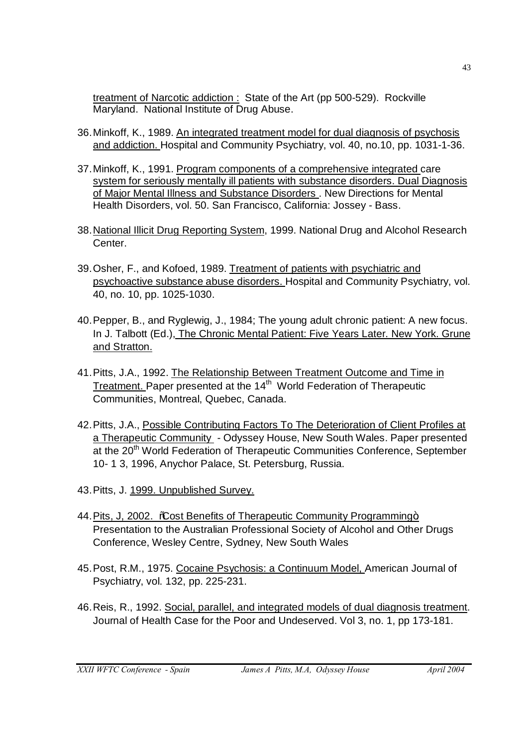treatment of Narcotic addiction : State of the Art (pp 500-529). Rockville Maryland. National Institute of Drug Abuse.

36. Minkoff, K., 1989. An integrated treatment model for dual diagnosis of psychosis and addiction. Hospital and Community Psychiatry, vol. 40, no.10, pp. 1031-1-36.

37. Minkoff, K., 1991. Program components of a comprehensive integrated care system for seriously mentally ill patients with substance disorders. Dual Diagnosis of Major Mental Illness and Substance Disorders . New Directions for Mental Health Disorders, vol. 50. San Francisco, California: Jossey - Bass.

38. National Illicit Drug Reporting System, 1999. National Drug and Alcohol Research Center.

39. Osher, F., and Kofoed, 1989. Treatment of patients with psychiatric and psychoactive substance abuse disorders. Hospital and Community Psychiatry, vol. 40, no. 10, pp. 1025-1030.

40. Pepper, B., and Ryglewig, J., 1984; The young adult chronic patient: A new focus. In J. Talbott (Ed.), The Chronic Mental Patient: Five Years Later. New York. Grune and Stratton.

41. Pitts, J.A., 1992. The Relationship Between Treatment Outcome and Time in Treatment. Paper presented at the 14th World Federation of Therapeutic Communities, Montreal, Quebec, Canada.

42. Pitts, J.A., Possible Contributing Factors To The Deterioration of Client Profiles at a Therapeutic Community - Odyssey House, New South Wales. Paper presented at the 20th World Federation of Therapeutic Communities Conference, September 10- 1 3, 1996, Anychor Palace, St. Petersburg, Russia.

43. Pitts, J. 1999. Unpublished Survey.

44. Pits, J, 2002. "Cost Benefits of Therapeutic Community Programming" Presentation to the Australian Professional Society of Alcohol and Other Drugs Conference, Wesley Centre, Sydney, New South Wales

45. Post, R.M., 1975. Cocaine Psychosis: a Continuum Model, American Journal of Psychiatry, vol. 132, pp. 225-231.

46. Reis, R., 1992. Social, parallel, and integrated models of dual diagnosis treatment. Journal of Health Case for the Poor and Undeserved. Vol 3, no. 1, pp 173-181.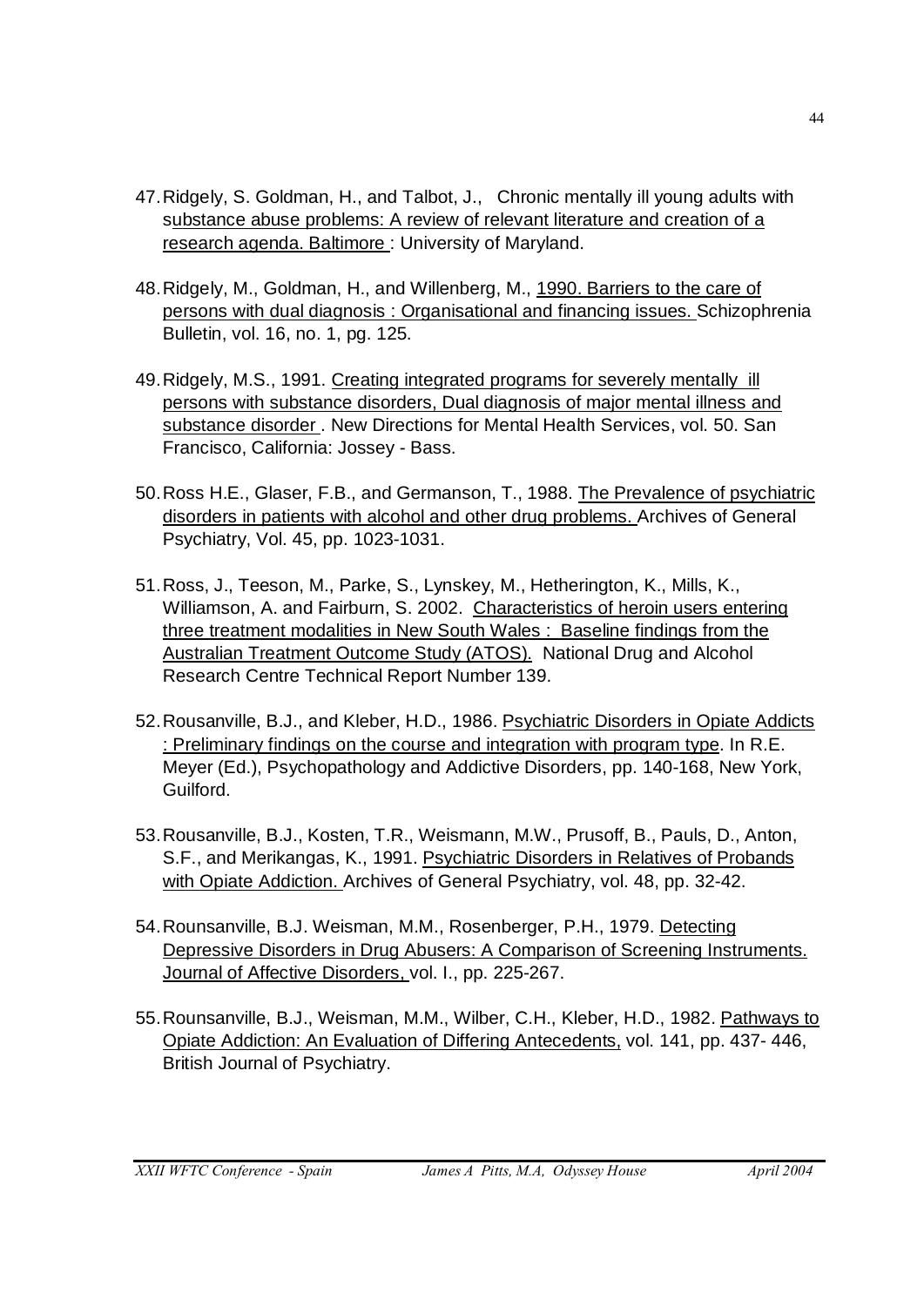47. Ridgely, S. Goldman, H., and Talbot, J., Chronic mentally ill young adults with substance abuse problems: A review of relevant literature and creation of a research agenda. Baltimore : University of Maryland.

48. Ridgely, M., Goldman, H., and Willenberg, M., 1990. Barriers to the care of persons with dual diagnosis : Organisational and financing issues. Schizophrenia Bulletin, vol. 16, no. 1, pg. 125.

49. Ridgely, M.S., 1991. Creating integrated programs for severely mentally ill persons with substance disorders, Dual diagnosis of major mental illness and substance disorder . New Directions for Mental Health Services, vol. 50. San Francisco, California: Jossey - Bass.

50. Ross H.E., Glaser, F.B., and Germanson, T., 1988. The Prevalence of psychiatric disorders in patients with alcohol and other drug problems. Archives of General Psychiatry, Vol. 45, pp. 1023-1031.

51. Ross, J., Teeson, M., Parke, S., Lynskey, M., Hetherington, K., Mills, K., Williamson, A. and Fairburn, S. 2002. Characteristics of heroin users entering three treatment modalities in New South Wales : Baseline findings from the Australian Treatment Outcome Study (ATOS). National Drug and Alcohol Research Centre Technical Report Number 139.

52. Rousanville, B.J., and Kleber, H.D., 1986. Psychiatric Disorders in Opiate Addicts : Preliminary findings on the course and integration with program type. In R.E. Meyer (Ed.), Psychopathology and Addictive Disorders, pp. 140-168, New York, Guilford.

53. Rousanville, B.J., Kosten, T.R., Weismann, M.W., Prusoff, B., Pauls, D., Anton, S.F., and Merikangas, K., 1991. Psychiatric Disorders in Relatives of Probands with Opiate Addiction. Archives of General Psychiatry, vol. 48, pp. 32-42.

54. Rounsanville, B.J. Weisman, M.M., Rosenberger, P.H., 1979. Detecting Depressive Disorders in Drug Abusers: A Comparison of Screening Instruments. Journal of Affective Disorders, vol. I., pp. 225-267.

55. Rounsanville, B.J., Weisman, M.M., Wilber, C.H., Kleber, H.D., 1982. Pathways to Opiate Addiction: An Evaluation of Differing Antecedents, vol. 141, pp. 437- 446, British Journal of Psychiatry.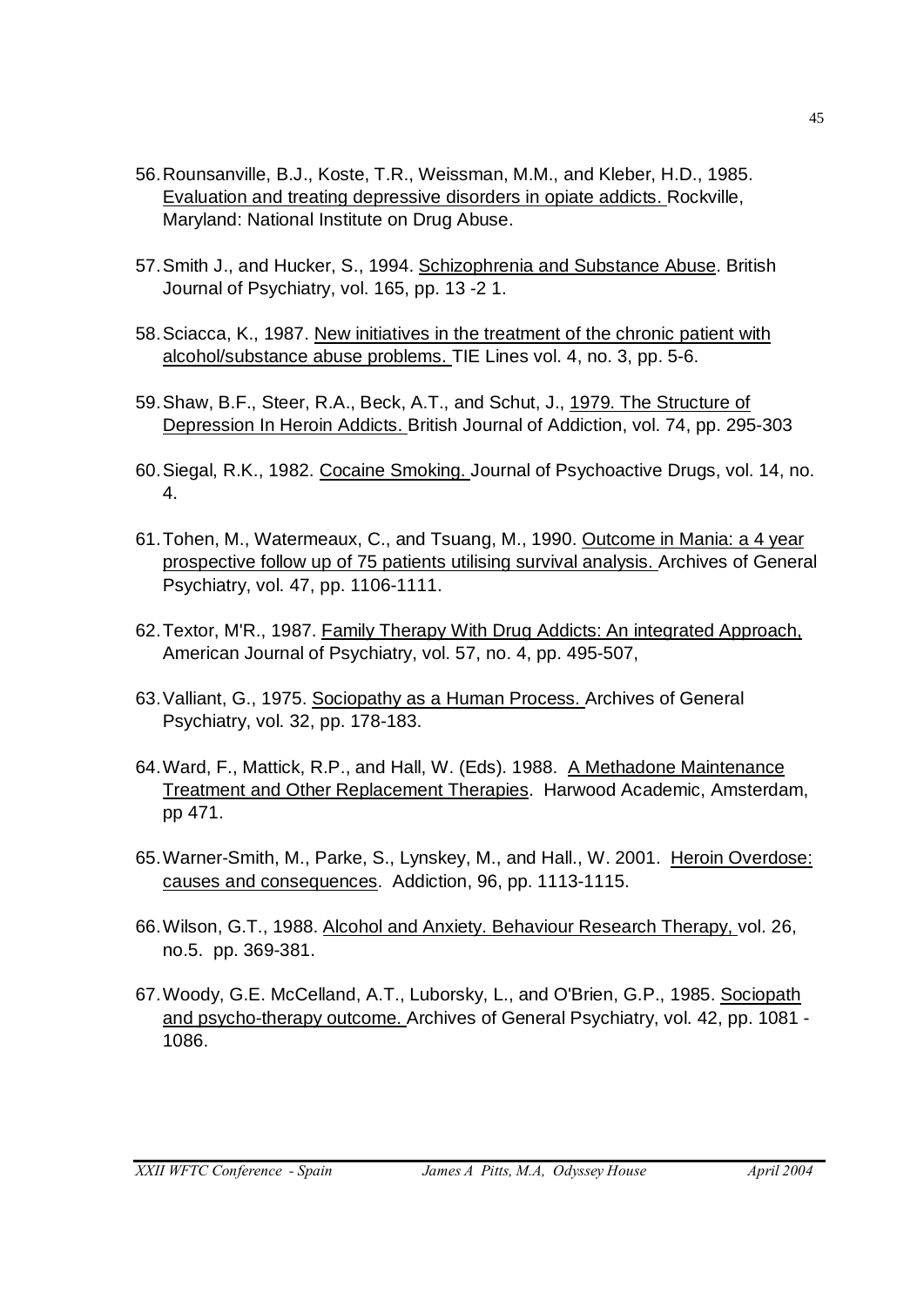56. Rounsanville, B.J., Koste, T.R., Weissman, M.M., and Kleber, H.D., 1985. Evaluation and treating depressive disorders in opiate addicts. Rockville, Maryland: National Institute on Drug Abuse.

57. Smith J., and Hucker, S., 1994. Schizophrenia and Substance Abuse. British Journal of Psychiatry, vol. 165, pp. 13 -2 1.

58. Sciacca, K., 1987. New initiatives in the treatment of the chronic patient with alcohol/substance abuse problems. TIE Lines vol. 4, no. 3, pp. 5-6.

59. Shaw, B.F., Steer, R.A., Beck, A.T., and Schut, J., 1979. The Structure of Depression In Heroin Addicts. British Journal of Addiction, vol. 74, pp. 295-303

60. Siegal, R.K., 1982. Cocaine Smoking. Journal of Psychoactive Drugs, vol. 14, no. 4.

61. Tohen, M., Watermeaux, C., and Tsuang, M., 1990. Outcome in Mania: a 4 year prospective follow up of 75 patients utilising survival analysis. Archives of General Psychiatry, vol. 47, pp. 1106-1111.

62. Textor, M'R., 1987. Family Therapy With Drug Addicts: An integrated Approach, American Journal of Psychiatry, vol. 57, no. 4, pp. 495-507,

63. Valliant, G., 1975. Sociopathy as a Human Process. Archives of General Psychiatry, vol. 32, pp. 178-183.

64. Ward, F., Mattick, R.P., and Hall, W. (Eds). 1988. A Methadone Maintenance Treatment and Other Replacement Therapies. Harwood Academic, Amsterdam, pp 471.

65. Warner-Smith, M., Parke, S., Lynskey, M., and Hall., W. 2001. Heroin Overdose: causes and consequences. Addiction, 96, pp. 1113-1115.

66. Wilson, G.T., 1988. Alcohol and Anxiety. Behaviour Research Therapy, vol. 26, no.5. pp. 369-381.

67. Woody, G.E. McCelland, A.T., Luborsky, L., and O'Brien, G.P., 1985. Sociopath and psycho-therapy outcome. Archives of General Psychiatry, vol. 42, pp. 1081 - 1086.